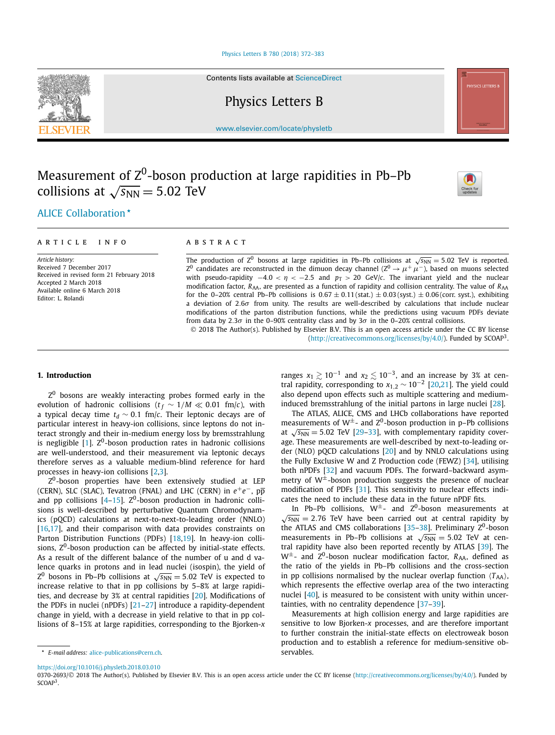# Measurement of $Z^0$-boson production at large rapidities in Pb–Pb collisions at $\sqrt{s_{NN}} = 5.02$ TeV

ALICE Collaboration *

**ARTICLE INFO**

*Article history:*
Received 7 December 2017
Received in revised form 21 February 2018
Accepted 2 March 2018
Available online 6 March 2018
Editor: L. Rolandi

**ABSTRACT**

The production of $Z^0$ bosons at large rapidities in Pb–Pb collisions at $\sqrt{s_{NN}} = 5.02$ TeV is reported. $Z^0$ candidates are reconstructed in the dimuon decay channel ($Z^0 \rightarrow \mu^+\mu^-$), based on muons selected with pseudo-rapidity $-4.0 < \eta < -2.5$ and $p_T > 20$ GeV/$c$. The invariant yield and the nuclear modification factor, $R_{AA}$, are presented as a function of rapidity and collision centrality. The value of $R_{AA}$ for the 0–20% central Pb–Pb collisions is $0.67 \pm 0.11\,(\text{stat.}) \pm 0.03\,(\text{syst.}) \pm 0.06\,(\text{corr. syst.})$, exhibiting a deviation of $2.6\sigma$ from unity. The results are well-described by calculations that include nuclear modifications of the parton distribution functions, while the predictions using vacuum PDFs deviate from data by $2.3\sigma$ in the 0–90% centrality class and by $3\sigma$ in the 0–20% central collisions.

© 2018 The Author(s). Published by Elsevier B.V. This is an open access article under the CC BY license (http://creativecommons.org/licenses/by/4.0/). Funded by SCOAP[3].

## 1. Introduction

$Z^0$ bosons are weakly interacting probes formed early in the evolution of hadronic collisions ($t_f \sim 1/M \ll 0.01$ fm/$c$), with a typical decay time $t_d \sim 0.1$ fm/$c$. Their leptonic decays are of particular interest in heavy-ion collisions, since leptons do not interact strongly and their in-medium energy loss by bremsstrahlung is negligible [1]. $Z^0$-boson production rates in hadronic collisions are well-understood, and their measurement via leptonic decays therefore serves as a valuable medium-blind reference for hard processes in heavy-ion collisions [2,3].

$Z^0$-boson properties have been extensively studied at LEP (CERN), SLC (SLAC), Tevatron (FNAL) and LHC (CERN) in $e^+e^-$, $p\bar{p}$ and pp collisions [4–15]. $Z^0$-boson production in hadronic collisions is well-described by perturbative Quantum Chromodynamics (pQCD) calculations at next-to-next-to-leading order (NNLO) [16,17], and their comparison with data provides constraints on Parton Distribution Functions (PDFs) [18,19]. In heavy-ion collisions, $Z^0$-boson production can be affected by initial-state effects. As a result of the different balance of the number of u and d valence quarks in protons and in lead nuclei (isospin), the yield of $Z^0$ bosons in Pb–Pb collisions at $\sqrt{s_{NN}} = 5.02$ TeV is expected to increase relative to that in pp collisions by 5–8% at large rapidities, and decrease by 3% at central rapidities [20]. Modifications of the PDFs in nuclei (nPDFs) [21–27] introduce a rapidity-dependent change in yield, with a decrease in yield relative to that in pp collisions of 8–15% at large rapidities, corresponding to the Bjorken-$x$ ranges $x_1 \gtrsim 10^{-1}$ and $x_2 \lesssim 10^{-3}$, and an increase by 3% at central rapidity, corresponding to $x_{1,2} \sim 10^{-2}$ [20,21]. The yield could also depend upon effects such as multiple scattering and medium-induced bremsstrahlung of the initial partons in large nuclei [28].

The ATLAS, ALICE, CMS and LHCb collaborations have reported measurements of $W^\pm$- and $Z^0$-boson production in p–Pb collisions at $\sqrt{s_{NN}} = 5.02$ TeV [29–33], with complementary rapidity coverage. These measurements are well-described by next-to-leading order (NLO) pQCD calculations [20] and by NNLO calculations using the Fully Exclusive W and Z Production code (FEWZ) [34], utilising both nPDFs [32] and vacuum PDFs. The forward–backward asymmetry of $W^\pm$-boson production suggests the presence of nuclear modification of PDFs [31]. This sensitivity to nuclear effects indicates the need to include these data in the future nPDF fits.

In Pb–Pb collisions, $W^\pm$- and $Z^0$-boson measurements at $\sqrt{s_{NN}} = 2.76$ TeV have been carried out at central rapidity by the ATLAS and CMS collaborations [35–38]. Preliminary $Z^0$-boson measurements in Pb–Pb collisions at $\sqrt{s_{NN}} = 5.02$ TeV at central rapidity have also been reported recently by ATLAS [39]. The $W^\pm$- and $Z^0$-boson nuclear modification factor, $R_{AA}$, defined as the ratio of the yields in Pb–Pb collisions and the cross-section in pp collisions normalised by the nuclear overlap function $\langle T_{AA} \rangle$, which represents the effective overlap area of the two interacting nuclei [40], is measured to be consistent with unity within uncertainties, with no centrality dependence [37–39].

Measurements at high collision energy and large rapidities are sensitive to low Bjorken-$x$ processes, and are therefore important to further constrain the initial-state effects on electroweak boson production and to establish a reference for medium-sensitive observables.

* E-mail address: alice-publications@cern.ch.

https://doi.org/10.1016/j.physletb.2018.03.010
0370-2693/© 2018 The Author(s). Published by Elsevier B.V. This is an open access article under the CC BY license (http://creativecommons.org/licenses/by/4.0/). Funded by SCOAP[3].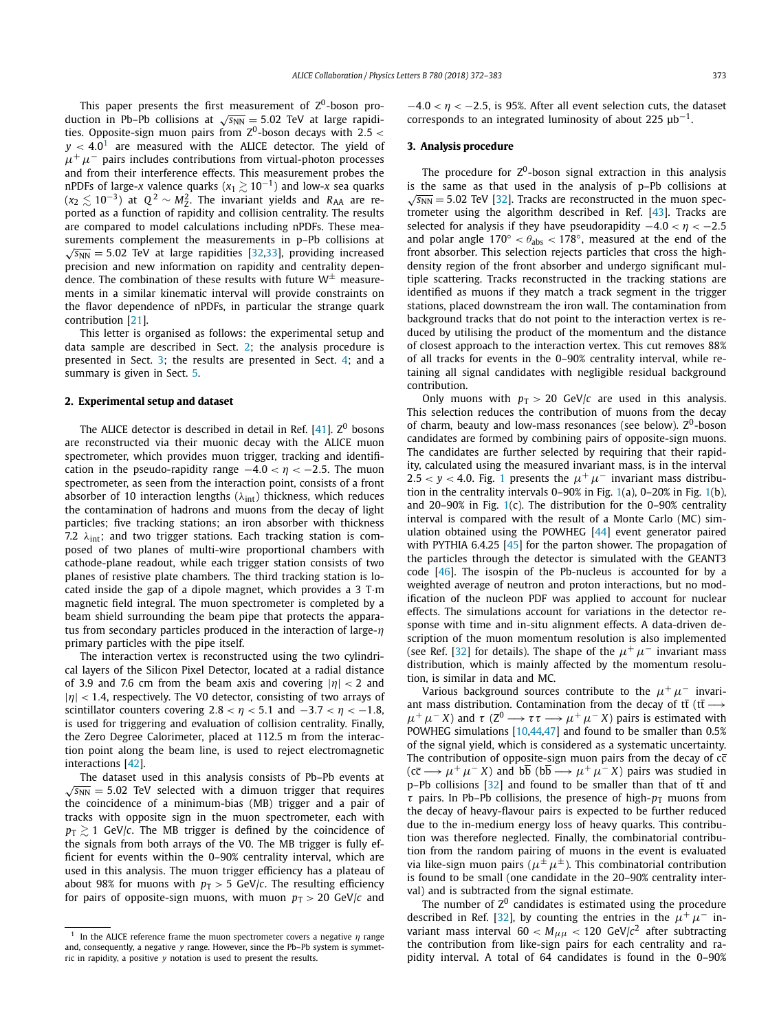This paper presents the first measurement of $Z^0$-boson production in Pb–Pb collisions at $\sqrt{s_{NN}} = 5.02$ TeV at large rapidities. Opposite-sign muon pairs from $Z^0$-boson decays with $2.5 < y < 4.0$[1] are measured with the ALICE detector. The yield of $\mu^+\mu^-$ pairs includes contributions from virtual-photon processes and from their interference effects. This measurement probes the nPDFs of large-$x$ valence quarks ($x_1 \gtrsim 10^{-1}$) and low-$x$ sea quarks ($x_2 \lesssim 10^{-3}$) at $Q^2 \sim M_Z^2$. The invariant yields and $R_{AA}$ are reported as a function of rapidity and collision centrality. The results are compared to model calculations including nPDFs. These measurements complement the measurements in p–Pb collisions at $\sqrt{s_{NN}} = 5.02$ TeV at large rapidities [32,33], providing increased precision and new information on rapidity and centrality dependence. The combination of these results with future $W^\pm$ measurements in a similar kinematic interval will provide constraints on the flavor dependence of nPDFs, in particular the strange quark contribution [21].

This letter is organised as follows: the experimental setup and data sample are described in Sect. 2; the analysis procedure is presented in Sect. 3; the results are presented in Sect. 4; and a summary is given in Sect. 5.

## 2. Experimental setup and dataset

The ALICE detector is described in detail in Ref. [41]. $Z^0$ bosons are reconstructed via their muonic decay with the ALICE muon spectrometer, which provides muon trigger, tracking and identification in the pseudo-rapidity range $-4.0 < \eta < -2.5$. The muon spectrometer, as seen from the interaction point, consists of a front absorber of 10 interaction lengths ($\lambda_{int}$) thickness, which reduces the contamination of hadrons and muons from the decay of light particles; five tracking stations; an iron absorber with thickness 7.2 $\lambda_{int}$; and two trigger stations. Each tracking station is composed of two planes of multi-wire proportional chambers with cathode-plane readout, while each trigger station consists of two planes of resistive plate chambers. The third tracking station is located inside the gap of a dipole magnet, which provides a 3 T·m magnetic field integral. The muon spectrometer is completed by a beam shield surrounding the beam pipe that protects the apparatus from secondary particles produced in the interaction of large-$\eta$ primary particles with the pipe itself.

The interaction vertex is reconstructed using the two cylindrical layers of the Silicon Pixel Detector, located at a radial distance of 3.9 and 7.6 cm from the beam axis and covering $|\eta| < 2$ and $|\eta| < 1.4$, respectively. The V0 detector, consisting of two arrays of scintillator counters covering $2.8 < \eta < 5.1$ and $-3.7 < \eta < -1.8$, is used for triggering and evaluation of collision centrality. Finally, the Zero Degree Calorimeter, placed at 112.5 m from the interaction point along the beam line, is used to reject electromagnetic interactions [42].

The dataset used in this analysis consists of Pb–Pb events at $\sqrt{s_{NN}} = 5.02$ TeV selected with a dimuon trigger that requires the coincidence of a minimum-bias (MB) trigger and a pair of tracks with opposite sign in the muon spectrometer, each with $p_T \gtrsim 1$ GeV/$c$. The MB trigger is defined by the coincidence of the signals from both arrays of the V0. The MB trigger is fully efficient for events within the 0–90% centrality interval, which are used in this analysis. The muon trigger efficiency has a plateau of about 98% for muons with $p_T > 5$ GeV/$c$. The resulting efficiency for pairs of opposite-sign muons, with muon $p_T > 20$ GeV/$c$ and $-4.0 < \eta < -2.5$, is 95%. After all event selection cuts, the dataset corresponds to an integrated luminosity of about 225 μb$^{-1}$.

## 3. Analysis procedure

The procedure for $Z^0$-boson signal extraction in this analysis is the same as that used in the analysis of p–Pb collisions at $\sqrt{s_{NN}} = 5.02$ TeV [32]. Tracks are reconstructed in the muon spectrometer using the algorithm described in Ref. [43]. Tracks are selected for analysis if they have pseudorapidity $-4.0 < \eta < -2.5$ and polar angle $170^\circ < \theta_{abs} < 178^\circ$, measured at the end of the front absorber. This selection rejects particles that cross the high-density region of the front absorber and undergo significant multiple scattering. Tracks reconstructed in the tracking stations are identified as muons if they match a track segment in the trigger stations, placed downstream the iron wall. The contamination from background tracks that do not point to the interaction vertex is reduced by utilising the product of the momentum and the distance of closest approach to the interaction vertex. This cut removes 88% of all tracks for events in the 0–90% centrality interval, while retaining all signal candidates with negligible residual background contribution.

Only muons with $p_T > 20$ GeV/$c$ are used in this analysis. This selection reduces the contribution of muons from the decay of charm, beauty and low-mass resonances (see below). $Z^0$-boson candidates are formed by combining pairs of opposite-sign muons. The candidates are further selected by requiring that their rapidity, calculated using the measured invariant mass, is in the interval $2.5 < y < 4.0$. Fig. 1 presents the $\mu^+\mu^-$ invariant mass distribution in the centrality intervals 0–90% in Fig. 1(a), 0–20% in Fig. 1(b), and 20–90% in Fig. 1(c). The distribution for the 0–90% centrality interval is compared with the result of a Monte Carlo (MC) simulation obtained using the POWHEG [44] event generator paired with PYTHIA 6.4.25 [45] for the parton shower. The propagation of the particles through the detector is simulated with the GEANT3 code [46]. The isospin of the Pb-nucleus is accounted for by a weighted average of neutron and proton interactions, but no modification of the nucleon PDF was applied to account for nuclear effects. The simulations account for variations in the detector response with time and in-situ alignment effects. A data-driven description of the muon momentum resolution is also implemented (see Ref. [32] for details). The shape of the $\mu^+\mu^-$ invariant mass distribution, which is mainly affected by the momentum resolution, is similar in data and MC.

Various background sources contribute to the $\mu^+\mu^-$ invariant mass distribution. Contamination from the decay of $t\bar{t}$ ($t\bar{t} \longrightarrow \mu^+\mu^- X$) and $\tau$ ($Z^0 \longrightarrow \tau\tau \longrightarrow \mu^+\mu^- X$) pairs is estimated with POWHEG simulations [10,44,47] and found to be smaller than 0.5% of the signal yield, which is considered as a systematic uncertainty. The contribution of opposite-sign muon pairs from the decay of $c\bar{c}$ ($c\bar{c} \longrightarrow \mu^+\mu^- X$) and $b\bar{b}$ ($b\bar{b} \longrightarrow \mu^+\mu^- X$) pairs was studied in p–Pb collisions [32] and found to be smaller than that of $t\bar{t}$ and $\tau$ pairs. In Pb–Pb collisions, the presence of high-$p_T$ muons from the decay of heavy-flavour pairs is expected to be further reduced due to the in-medium energy loss of heavy quarks. This contribution was therefore neglected. Finally, the combinatorial contribution from the random pairing of muons in the event is evaluated via like-sign muon pairs ($\mu^\pm\mu^\pm$). This combinatorial contribution is found to be small (one candidate in the 20–90% centrality interval) and is subtracted from the signal estimate.

The number of $Z^0$ candidates is estimated using the procedure described in Ref. [32], by counting the entries in the $\mu^+\mu^-$ invariant mass interval $60 < M_{\mu\mu} < 120$ GeV/$c^2$ after subtracting the contribution from like-sign pairs for each centrality and rapidity interval. A total of 64 candidates is found in the 0–90%

[1] In the ALICE reference frame the muon spectrometer covers a negative $\eta$ range and, consequently, a negative $y$ range. However, since the Pb–Pb system is symmetric in rapidity, a positive $y$ notation is used to present the results.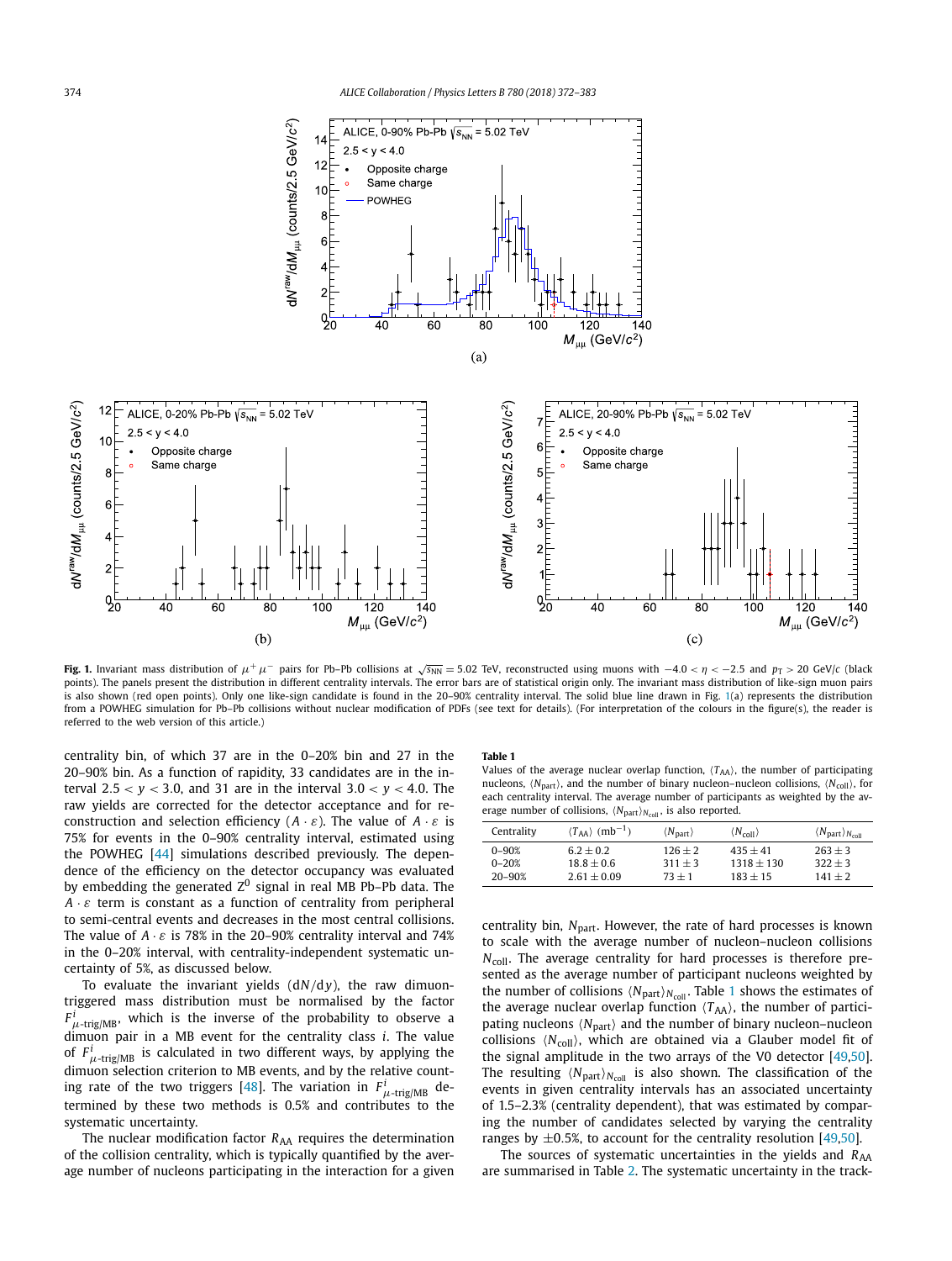Fig. 1. Invariant mass distribution of $\mu^+\mu^-$ pairs for Pb–Pb collisions at $\sqrt{s_{\mathrm{NN}}} = 5.02$ TeV, reconstructed using muons with $-4.0 < \eta < -2.5$ and $p_{\mathrm{T}} > 20$ GeV/$c$ (black points). The panels present the distribution in different centrality intervals. The error bars are of statistical origin only. The invariant mass distribution of like-sign muon pairs is also shown (red open points). Only one like-sign candidate is found in the 20–90% centrality interval. The solid blue line drawn in Fig. 1(a) represents the distribution from a POWHEG simulation for Pb–Pb collisions without nuclear modification of PDFs (see text for details). (For interpretation of the colours in the figure(s), the reader is referred to the web version of this article.)

centrality bin, of which 37 are in the 0–20% bin and 27 in the 20–90% bin. As a function of rapidity, 33 candidates are in the interval $2.5 < y < 3.0$, and 31 are in the interval $3.0 < y < 4.0$. The raw yields are corrected for the detector acceptance and for reconstruction and selection efficiency ($A \cdot \varepsilon$). The value of $A \cdot \varepsilon$ is 75% for events in the 0–90% centrality interval, estimated using the POWHEG [44] simulations described previously. The dependence of the efficiency on the detector occupancy was evaluated by embedding the generated $Z^0$ signal in real MB Pb–Pb data. The $A \cdot \varepsilon$ term is constant as a function of centrality from peripheral to semi-central events and decreases in the most central collisions. The value of $A \cdot \varepsilon$ is 78% in the 20–90% centrality interval and 74% in the 0–20% interval, with centrality-independent systematic uncertainty of 5%, as discussed below.

To evaluate the invariant yields ($\mathrm{d}N/\mathrm{d}y$), the raw dimuon-triggered mass distribution must be normalised by the factor $F^i_{\mu\text{-trig/MB}}$, which is the inverse of the probability to observe a dimuon pair in a MB event for the centrality class $i$. The value of $F^i_{\mu\text{-trig/MB}}$ is calculated in two different ways, by applying the dimuon selection criterion to MB events, and by the relative counting rate of the two triggers [48]. The variation in $F^i_{\mu\text{-trig/MB}}$ determined by these two methods is 0.5% and contributes to the systematic uncertainty.

The nuclear modification factor $R_{\mathrm{AA}}$ requires the determination of the collision centrality, which is typically quantified by the average number of nucleons participating in the interaction for a given centrality bin, $N_{\mathrm{part}}$. However, the rate of hard processes is known to scale with the average number of nucleon–nucleon collisions $N_{\mathrm{coll}}$. The average centrality for hard processes is therefore presented as the average number of participant nucleons weighted by the number of collisions $\langle N_{\mathrm{part}} \rangle_{N_{\mathrm{coll}}}$. Table 1 shows the estimates of the average nuclear overlap function $\langle T_{\mathrm{AA}} \rangle$, the number of participating nucleons $\langle N_{\mathrm{part}} \rangle$ and the number of binary nucleon–nucleon collisions $\langle N_{\mathrm{coll}} \rangle$, which are obtained via a Glauber model fit of the signal amplitude in the two arrays of the V0 detector [49,50]. The resulting $\langle N_{\mathrm{part}} \rangle_{N_{\mathrm{coll}}}$ is also shown. The classification of the events in given centrality intervals has an associated uncertainty of 1.5–2.3% (centrality dependent), that was estimated by comparing the number of candidates selected by varying the centrality ranges by ±0.5%, to account for the centrality resolution [49,50].

**Table 1**
Values of the average nuclear overlap function, $\langle T_{\mathrm{AA}} \rangle$, the number of participating nucleons, $\langle N_{\mathrm{part}} \rangle$, and the number of binary nucleon–nucleon collisions, $\langle N_{\mathrm{coll}} \rangle$, for each centrality interval. The average number of participants as weighted by the average number of collisions, $\langle N_{\mathrm{part}} \rangle_{N_{\mathrm{coll}}}$, is also reported.

| Centrality | $\langle T_{\mathrm{AA}} \rangle$ (mb$^{-1}$) | $\langle N_{\mathrm{part}} \rangle$ | $\langle N_{\mathrm{coll}} \rangle$ | $\langle N_{\mathrm{part}} \rangle_{N_{\mathrm{coll}}}$ |
|---|---|---|---|---|
| 0–90% | $6.2 \pm 0.2$ | $126 \pm 2$ | $435 \pm 41$ | $263 \pm 3$ |
| 0–20% | $18.8 \pm 0.6$ | $311 \pm 3$ | $1318 \pm 130$ | $322 \pm 3$ |
| 20–90% | $2.61 \pm 0.09$ | $73 \pm 1$ | $183 \pm 15$ | $141 \pm 2$ |

The sources of systematic uncertainties in the yields and $R_{\mathrm{AA}}$ are summarised in Table 2. The systematic uncertainty in the track-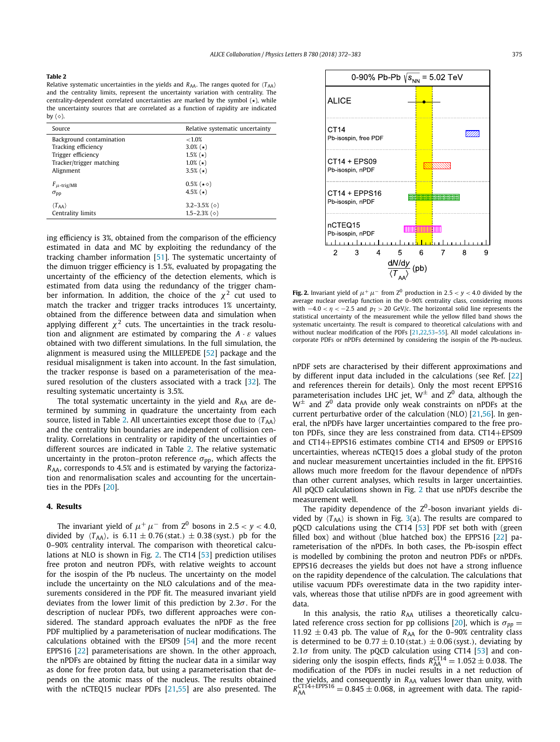**Table 2**
Relative systematic uncertainties in the yields and $R_{AA}$. The ranges quoted for $\langle T_{AA}\rangle$ and the centrality limits, represent the uncertainty variation with centrality. The centrality-dependent correlated uncertainties are marked by the symbol ($\star$), while the uncertainty sources that are correlated as a function of rapidity are indicated by ($\diamond$).

| Source | Relative systematic uncertainty |
|---|---|
| Background contamination | <1.0% |
| Tracking efficiency | 3.0% ($\star$) |
| Trigger efficiency | 1.5% ($\star$) |
| Tracker/trigger matching | 1.0% ($\star$) |
| Alignment | 3.5% ($\star$) |
| $F_{\mu\text{-trig/MB}}$ | 0.5% ($\star\diamond$) |
| $\sigma_{pp}$ | 4.5% ($\star$) |
| $\langle T_{AA}\rangle$ | 3.2–3.5% ($\diamond$) |
| Centrality limits | 1.5–2.3% ($\diamond$) |

ing efficiency is 3%, obtained from the comparison of the efficiency estimated in data and MC by exploiting the redundancy of the tracking chamber information [51]. The systematic uncertainty of the dimuon trigger efficiency is 1.5%, evaluated by propagating the uncertainty of the efficiency of the detection elements, which is estimated from data using the redundancy of the trigger chamber information. In addition, the choice of the $\chi^2$ cut used to match the tracker and trigger tracks introduces 1% uncertainty, obtained from the difference between data and simulation when applying different $\chi^2$ cuts. The uncertainties in the track resolution and alignment are estimated by comparing the $A \cdot \varepsilon$ values obtained with two different simulations. In the full simulation, the alignment is measured using the MILLEPEDE [52] package and the residual misalignment is taken into account. In the fast simulation, the tracker response is based on a parameterisation of the measured resolution of the clusters associated with a track [32]. The resulting systematic uncertainty is 3.5%.

The total systematic uncertainty in the yield and $R_{AA}$ are determined by summing in quadrature the uncertainty from each source, listed in Table 2. All uncertainties except those due to $\langle T_{AA}\rangle$ and the centrality bin boundaries are independent of collision centrality. Correlations in centrality or rapidity of the uncertainties of different sources are indicated in Table 2. The relative systematic uncertainty in the proton–proton reference $\sigma_{pp}$, which affects the $R_{AA}$, corresponds to 4.5% and is estimated by varying the factorization and renormalisation scales and accounting for the uncertainties in the PDFs [20].

## 4. Results

The invariant yield of $\mu^+\mu^-$ from $Z^0$ bosons in $2.5 < y < 4.0$, divided by $\langle T_{AA}\rangle$, is $6.11 \pm 0.76\,(\text{stat.}) \pm 0.38\,(\text{syst.})$ pb for the 0–90% centrality interval. The comparison with theoretical calculations at NLO is shown in Fig. 2. The CT14 [53] prediction utilises free proton and neutron PDFs, with relative weights to account for the isospin of the Pb nucleus. The uncertainty on the model include the uncertainty on the NLO calculations and of the measurements considered in the PDF fit. The measured invariant yield deviates from the lower limit of this prediction by $2.3\sigma$. For the description of nuclear PDFs, two different approaches were considered. The standard approach evaluates the nPDF as the free PDF multiplied by a parameterisation of nuclear modifications. The calculations obtained with the EPS09 [54] and the more recent EPPS16 [22] parameterisations are shown. In the other approach, the nPDFs are obtained by fitting the nuclear data in a similar way as done for free proton data, but using a parameterisation that depends on the atomic mass of the nucleus. The results obtained with the nCTEQ15 nuclear PDFs [21,55] are also presented. The

**Fig. 2.** Invariant yield of $\mu^+\mu^-$ from $Z^0$ production in $2.5 < y < 4.0$ divided by the average nuclear overlap function in the 0–90% centrality class, considering muons with $-4.0 < \eta < -2.5$ and $p_T > 20$ GeV/$c$. The horizontal solid line represents the statistical uncertainty of the measurement while the yellow filled band shows the systematic uncertainty. The result is compared to theoretical calculations with and without nuclear modification of the PDFs [21,22,53–55]. All model calculations incorporate PDFs or nPDFs determined by considering the isospin of the Pb-nucleus.

nPDF sets are characterised by their different approximations and by different input data included in the calculations (see Ref. [22] and references therein for details). Only the most recent EPPS16 parameterisation includes LHC jet, $W^\pm$ and $Z^0$ data, although the $W^\pm$ and $Z^0$ data provide only weak constraints on nPDFs at the current perturbative order of the calculation (NLO) [21,56]. In general, the nPDFs have larger uncertainties compared to the free proton PDFs, since they are less constrained from data. CT14+EPS09 and CT14+EPPS16 estimates combine CT14 and EPS09 or EPPS16 uncertainties, whereas nCTEQ15 does a global study of the proton and nuclear measurement uncertainties included in the fit. EPPS16 allows much more freedom for the flavour dependence of nPDFs than other current analyses, which results in larger uncertainties. All pQCD calculations shown in Fig. 2 that use nPDFs describe the measurement well.

The rapidity dependence of the $Z^0$-boson invariant yields divided by $\langle T_{AA}\rangle$ is shown in Fig. 3(a). The results are compared to pQCD calculations using the CT14 [53] PDF set both with (green filled box) and without (blue hatched box) the EPPS16 [22] parameterisation of the nPDFs. In both cases, the Pb-isospin effect is modelled by combining the proton and neutron PDFs or nPDFs. EPPS16 decreases the yields but does not have a strong influence on the rapidity dependence of the calculation. The calculations that utilise vacuum PDFs overestimate data in the two rapidity intervals, whereas those that utilise nPDFs are in good agreement with data.

In this analysis, the ratio $R_{AA}$ utilises a theoretically calculated reference cross section for pp collisions [20], which is $\sigma_{pp} = 11.92 \pm 0.43$ pb. The value of $R_{AA}$ for the 0–90% centrality class is determined to be $0.77 \pm 0.10\,(\text{stat.}) \pm 0.06\,(\text{syst.})$, deviating by $2.1\sigma$ from unity. The pQCD calculation using CT14 [53] and considering only the isospin effects, finds $R_{AA}^{\text{CT14}} = 1.052 \pm 0.038$. The modification of the PDFs in nuclei results in a net reduction of the yields, and consequently in $R_{AA}$ values lower than unity, with $R_{AA}^{\text{CT14+EPPS16}} = 0.845 \pm 0.068$, in agreement with data. The rapid-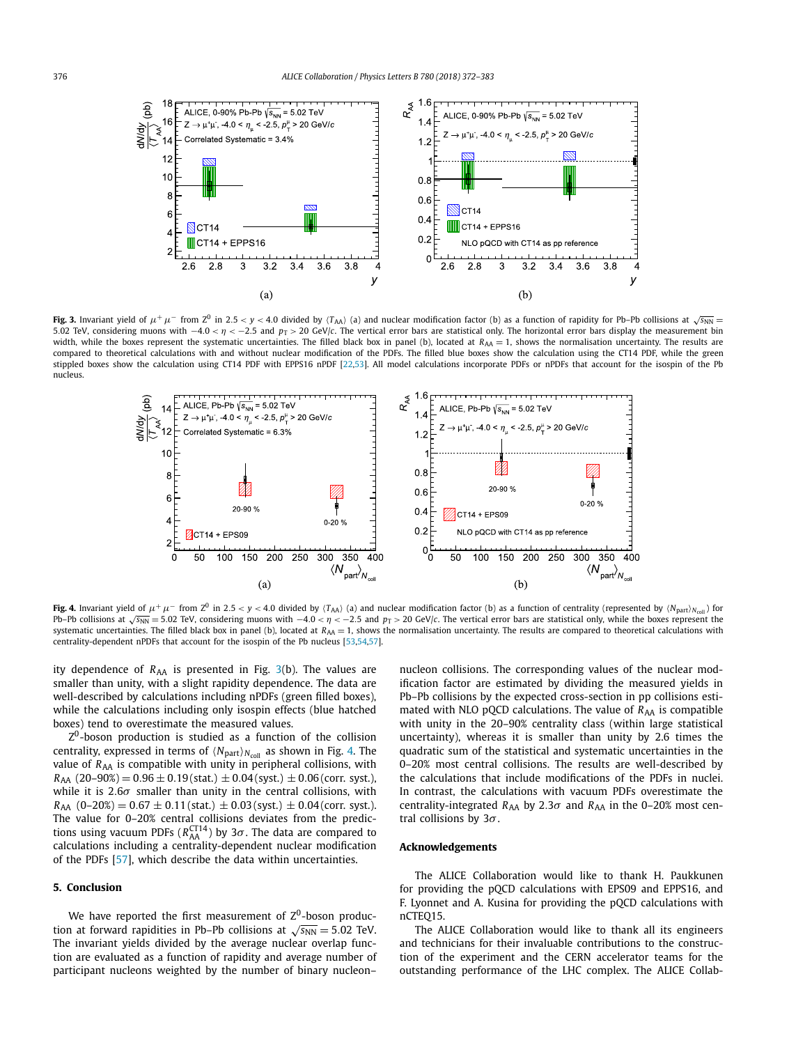**Fig. 3.** Invariant yield of $\mu^+\mu^-$ from $Z^0$ in $2.5 < y < 4.0$ divided by $\langle T_{AA} \rangle$ (a) and nuclear modification factor (b) as a function of rapidity for Pb–Pb collisions at $\sqrt{s_{NN}} = 5.02$ TeV, considering muons with $-4.0 < \eta < -2.5$ and $p_T > 20$ GeV/$c$. The vertical error bars are statistical only. The horizontal error bars display the measurement bin width, while the boxes represent the systematic uncertainties. The filled black box in panel (b), located at $R_{AA} = 1$, shows the normalisation uncertainty. The results are compared to theoretical calculations with and without nuclear modification of the PDFs. The filled blue boxes show the calculation using the CT14 PDF, while the green stippled boxes show the calculation using CT14 PDF with EPPS16 nPDF [22,53]. All model calculations incorporate PDFs or nPDFs that account for the isospin of the Pb nucleus.

**Fig. 4.** Invariant yield of $\mu^+\mu^-$ from $Z^0$ in $2.5 < y < 4.0$ divided by $\langle T_{AA} \rangle$ (a) and nuclear modification factor (b) as a function of centrality (represented by $\langle N_{part} \rangle_{N_{coll}}$) for Pb–Pb collisions at $\sqrt{s_{NN}} = 5.02$ TeV, considering muons with $-4.0 < \eta < -2.5$ and $p_T > 20$ GeV/$c$. The vertical error bars are statistical only, while the boxes represent the systematic uncertainties. The filled black box in panel (b), located at $R_{AA} = 1$, shows the normalisation uncertainty. The results are compared to theoretical calculations with centrality-dependent nPDFs that account for the isospin of the Pb nucleus [53,54,57].

ity dependence of $R_{AA}$ is presented in Fig. 3(b). The values are smaller than unity, with a slight rapidity dependence. The data are well-described by calculations including nPDFs (green filled boxes), while the calculations including only isospin effects (blue hatched boxes) tend to overestimate the measured values.

$Z^0$-boson production is studied as a function of the collision centrality, expressed in terms of $\langle N_{part} \rangle_{N_{coll}}$ as shown in Fig. 4. The value of $R_{AA}$ is compatible with unity in peripheral collisions, with $R_{AA}$ (20–90%) $= 0.96 \pm 0.19$(stat.) $\pm 0.04$(syst.) $\pm 0.06$(corr. syst.), while it is $2.6\sigma$ smaller than unity in the central collisions, with $R_{AA}$ (0–20%) $= 0.67 \pm 0.11$(stat.) $\pm 0.03$(syst.) $\pm 0.04$(corr. syst.). The value for 0–20% central collisions deviates from the predictions using vacuum PDFs ($R_{AA}^{CT14}$) by $3\sigma$. The data are compared to calculations including a centrality-dependent nuclear modification of the PDFs [57], which describe the data within uncertainties.

## 5. Conclusion

We have reported the first measurement of $Z^0$-boson production at forward rapidities in Pb–Pb collisions at $\sqrt{s_{NN}} = 5.02$ TeV. The invariant yields divided by the average nuclear overlap function are evaluated as a function of rapidity and average number of participant nucleons weighted by the number of binary nucleon–nucleon collisions. The corresponding values of the nuclear modification factor are estimated by dividing the measured yields in Pb–Pb collisions by the expected cross-section in pp collisions estimated with NLO pQCD calculations. The value of $R_{AA}$ is compatible with unity in the 20–90% centrality class (within large statistical uncertainty), whereas it is smaller than unity by 2.6 times the quadratic sum of the statistical and systematic uncertainties in the 0–20% most central collisions. The results are well-described by the calculations that include modifications of the PDFs in nuclei. In contrast, the calculations with vacuum PDFs overestimate the centrality-integrated $R_{AA}$ by $2.3\sigma$ and $R_{AA}$ in the 0–20% most central collisions by $3\sigma$.

## Acknowledgements

The ALICE Collaboration would like to thank H. Paukkunen for providing the pQCD calculations with EPS09 and EPPS16, and F. Lyonnet and A. Kusina for providing the pQCD calculations with nCTEQ15.

The ALICE Collaboration would like to thank all its engineers and technicians for their invaluable contributions to the construction of the experiment and the CERN accelerator teams for the outstanding performance of the LHC complex. The ALICE Collab-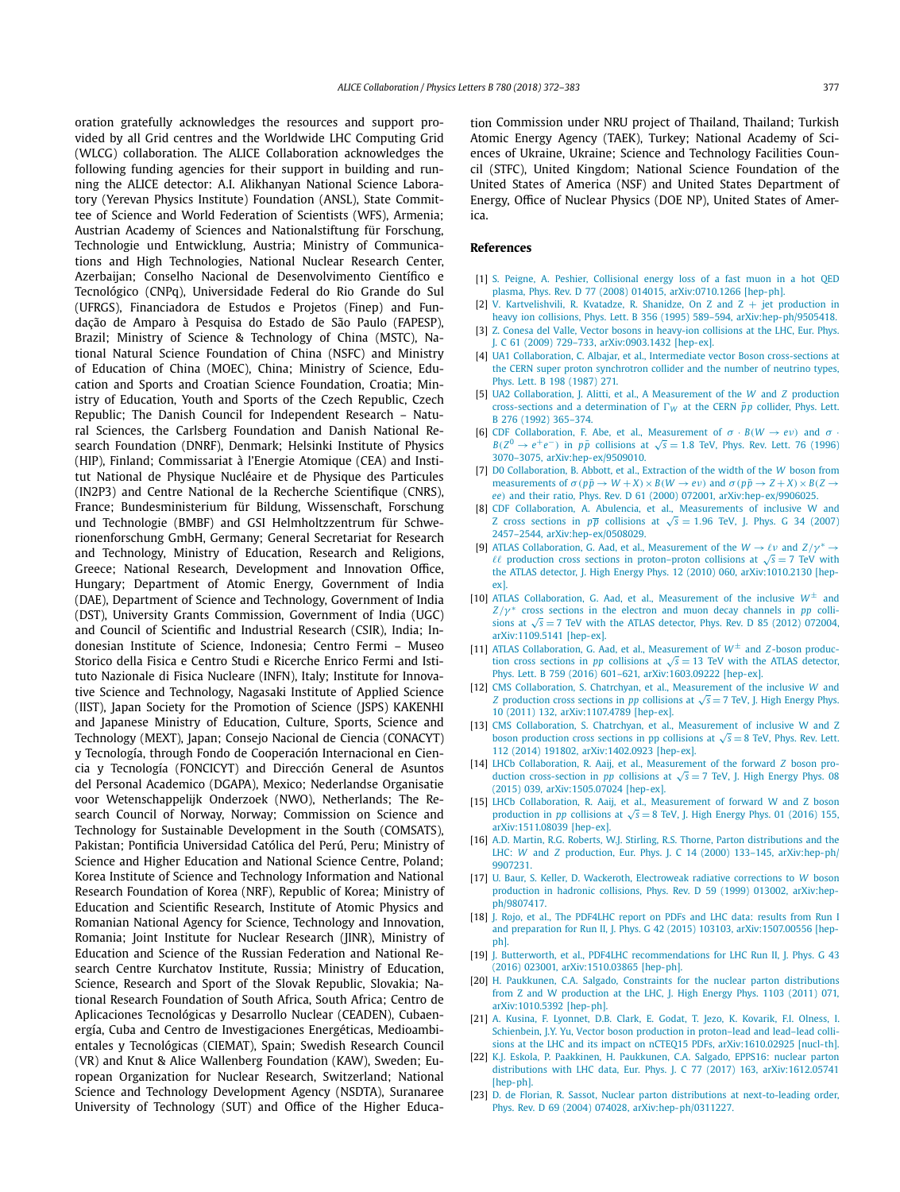oration gratefully acknowledges the resources and support provided by all Grid centres and the Worldwide LHC Computing Grid (WLCG) collaboration. The ALICE Collaboration acknowledges the following funding agencies for their support in building and running the ALICE detector: A.I. Alikhanyan National Science Laboratory (Yerevan Physics Institute) Foundation (ANSL), State Committee of Science and World Federation of Scientists (WFS), Armenia; Austrian Academy of Sciences and Nationalstiftung für Forschung, Technologie und Entwicklung, Austria; Ministry of Communications and High Technologies, National Nuclear Research Center, Azerbaijan; Conselho Nacional de Desenvolvimento Científico e Tecnológico (CNPq), Universidade Federal do Rio Grande do Sul (UFRGS), Financiadora de Estudos e Projetos (Finep) and Fundação de Amparo à Pesquisa do Estado de São Paulo (FAPESP), Brazil; Ministry of Science & Technology of China (MSTC), National Natural Science Foundation of China (NSFC) and Ministry of Education of China (MOEC), China; Ministry of Science, Education and Sports and Croatian Science Foundation, Croatia; Ministry of Education, Youth and Sports of the Czech Republic, Czech Republic; The Danish Council for Independent Research – Natural Sciences, the Carlsberg Foundation and Danish National Research Foundation (DNRF), Denmark; Helsinki Institute of Physics (HIP), Finland; Commissariat à l'Energie Atomique (CEA) and Institut National de Physique Nucléaire et de Physique des Particules (IN2P3) and Centre National de la Recherche Scientifique (CNRS), France; Bundesministerium für Bildung, Wissenschaft, Forschung und Technologie (BMBF) and GSI Helmholtzzentrum für Schwerionenforschung GmbH, Germany; General Secretariat for Research and Technology, Ministry of Education, Research and Religions, Greece; National Research, Development and Innovation Office, Hungary; Department of Atomic Energy, Government of India (DAE), Department of Science and Technology, Government of India (DST), University Grants Commission, Government of India (UGC) and Council of Scientific and Industrial Research (CSIR), India; Indonesian Institute of Science, Indonesia; Centro Fermi – Museo Storico della Fisica e Centro Studi e Ricerche Enrico Fermi and Istituto Nazionale di Fisica Nucleare (INFN), Italy; Institute for Innovative Science and Technology, Nagasaki Institute of Applied Science (IIST), Japan Society for the Promotion of Science (JSPS) KAKENHI and Japanese Ministry of Education, Culture, Sports, Science and Technology (MEXT), Japan; Consejo Nacional de Ciencia (CONACYT) y Tecnología, through Fondo de Cooperación Internacional en Ciencia y Tecnología (FONCICYT) and Dirección General de Asuntos del Personal Academico (DGAPA), Mexico; Nederlandse Organisatie voor Wetenschappelijk Onderzoek (NWO), Netherlands; The Research Council of Norway, Norway; Commission on Science and Technology for Sustainable Development in the South (COMSATS), Pakistan; Pontificia Universidad Católica del Perú, Peru; Ministry of Science and Higher Education and National Science Centre, Poland; Korea Institute of Science and Technology Information and National Research Foundation of Korea (NRF), Republic of Korea; Ministry of Education and Scientific Research, Institute of Atomic Physics and Romanian National Agency for Science, Technology and Innovation, Romania; Joint Institute for Nuclear Research (JINR), Ministry of Education and Science of the Russian Federation and National Research Centre Kurchatov Institute, Russia; Ministry of Education, Science, Research and Sport of the Slovak Republic, Slovakia; National Research Foundation of South Africa, South Africa; Centro de Aplicaciones Tecnológicas y Desarrollo Nuclear (CEADEN), Cubaenergía, Cuba and Centro de Investigaciones Energéticas, Medioambientales y Tecnológicas (CIEMAT), Spain; Swedish Research Council (VR) and Knut & Alice Wallenberg Foundation (KAW), Sweden; European Organization for Nuclear Research, Switzerland; National Science and Technology Development Agency (NSDTA), Suranaree University of Technology (SUT) and Office of the Higher Education Commission under NRU project of Thailand, Thailand; Turkish Atomic Energy Agency (TAEK), Turkey; National Academy of Sciences of Ukraine, Ukraine; Science and Technology Facilities Council (STFC), United Kingdom; National Science Foundation of the United States of America (NSF) and United States Department of Energy, Office of Nuclear Physics (DOE NP), United States of America.

## References

[1] S. Peigne, A. Peshier, Collisional energy loss of a fast muon in a hot QED plasma, Phys. Rev. D 77 (2008) 014015, arXiv:0710.1266 [hep-ph].

[2] V. Kartvelishvili, R. Kvatadze, R. Shanidze, On Z and Z + jet production in heavy ion collisions, Phys. Lett. B 356 (1995) 589–594, arXiv:hep-ph/9505418.

[3] Z. Conesa del Valle, Vector bosons in heavy-ion collisions at the LHC, Eur. Phys. J. C 61 (2009) 729–733, arXiv:0903.1432 [hep-ex].

[4] UA1 Collaboration, C. Albajar, et al., Intermediate vector Boson cross-sections at the CERN super proton synchrotron collider and the number of neutrino types, Phys. Lett. B 198 (1987) 271.

[5] UA2 Collaboration, J. Alitti, et al., A Measurement of the $W$ and $Z$ production cross-sections and a determination of $\Gamma_W$ at the CERN $\bar{p}p$ collider, Phys. Lett. B 276 (1992) 365–374.

[6] CDF Collaboration, F. Abe, et al., Measurement of $\sigma \cdot B(W \to e\nu)$ and $\sigma \cdot B(Z^0 \to e^+e^-)$ in $p\bar{p}$ collisions at $\sqrt{s} = 1.8$ TeV, Phys. Rev. Lett. 76 (1996) 3070–3075, arXiv:hep-ex/9509010.

[7] D0 Collaboration, B. Abbott, et al., Extraction of the width of the $W$ boson from measurements of $\sigma(p\bar{p} \to W + X) \times B(W \to e\nu)$ and $\sigma(p\bar{p} \to Z + X) \times B(Z \to ee)$ and their ratio, Phys. Rev. D 61 (2000) 072001, arXiv:hep-ex/9906025.

[8] CDF Collaboration, A. Abulencia, et al., Measurements of inclusive W and Z cross sections in $p\bar{p}$ collisions at $\sqrt{s} = 1.96$ TeV, J. Phys. G 34 (2007) 2457–2544, arXiv:hep-ex/0508029.

[9] ATLAS Collaboration, G. Aad, et al., Measurement of the $W \to \ell\nu$ and $Z/\gamma^* \to \ell\ell$ production cross sections in proton–proton collisions at $\sqrt{s} = 7$ TeV with the ATLAS detector, J. High Energy Phys. 12 (2010) 060, arXiv:1010.2130 [hep-ex].

[10] ATLAS Collaboration, G. Aad, et al., Measurement of the inclusive $W^\pm$ and $Z/\gamma^*$ cross sections in the electron and muon decay channels in $pp$ collisions at $\sqrt{s} = 7$ TeV with the ATLAS detector, Phys. Rev. D 85 (2012) 072004, arXiv:1109.5141 [hep-ex].

[11] ATLAS Collaboration, G. Aad, et al., Measurement of $W^\pm$ and $Z$-boson production cross sections in $pp$ collisions at $\sqrt{s} = 13$ TeV with the ATLAS detector, Phys. Lett. B 759 (2016) 601–621, arXiv:1603.09222 [hep-ex].

[12] CMS Collaboration, S. Chatrchyan, et al., Measurement of the inclusive $W$ and $Z$ production cross sections in $pp$ collisions at $\sqrt{s} = 7$ TeV, J. High Energy Phys. 10 (2011) 132, arXiv:1107.4789 [hep-ex].

[13] CMS Collaboration, S. Chatrchyan, et al., Measurement of inclusive W and Z boson production cross sections in pp collisions at $\sqrt{s} = 8$ TeV, Phys. Rev. Lett. 112 (2014) 191802, arXiv:1402.0923 [hep-ex].

[14] LHCb Collaboration, R. Aaij, et al., Measurement of the forward $Z$ boson production cross-section in $pp$ collisions at $\sqrt{s} = 7$ TeV, J. High Energy Phys. 08 (2015) 039, arXiv:1505.07024 [hep-ex].

[15] LHCb Collaboration, R. Aaij, et al., Measurement of forward W and Z boson production in $pp$ collisions at $\sqrt{s} = 8$ TeV, J. High Energy Phys. 01 (2016) 155, arXiv:1511.08039 [hep-ex].

[16] A.D. Martin, R.G. Roberts, W.J. Stirling, R.S. Thorne, Parton distributions and the LHC: $W$ and $Z$ production, Eur. Phys. J. C 14 (2000) 133–145, arXiv:hep-ph/9907231.

[17] U. Baur, S. Keller, D. Wackeroth, Electroweak radiative corrections to $W$ boson production in hadronic collisions, Phys. Rev. D 59 (1999) 013002, arXiv:hep-ph/9807417.

[18] J. Rojo, et al., The PDF4LHC report on PDFs and LHC data: results from Run I and preparation for Run II, J. Phys. G 42 (2015) 103103, arXiv:1507.00556 [hep-ph].

[19] J. Butterworth, et al., PDF4LHC recommendations for LHC Run II, J. Phys. G 43 (2016) 023001, arXiv:1510.03865 [hep-ph].

[20] H. Paukkunen, C.A. Salgado, Constraints for the nuclear parton distributions from Z and W production at the LHC, J. High Energy Phys. 1103 (2011) 071, arXiv:1010.5392 [hep-ph].

[21] A. Kusina, F. Lyonnet, D.B. Clark, E. Godat, T. Jezo, K. Kovarik, F.I. Olness, I. Schienbein, J.Y. Yu, Vector boson production in proton–lead and lead–lead collisions at the LHC and its impact on nCTEQ15 PDFs, arXiv:1610.02925 [nucl-th].

[22] K.J. Eskola, P. Paakkinen, H. Paukkunen, C.A. Salgado, EPPS16: nuclear parton distributions with LHC data, Eur. Phys. J. C 77 (2017) 163, arXiv:1612.05741 [hep-ph].

[23] D. de Florian, R. Sassot, Nuclear parton distributions at next-to-leading order, Phys. Rev. D 69 (2004) 074028, arXiv:hep-ph/0311227.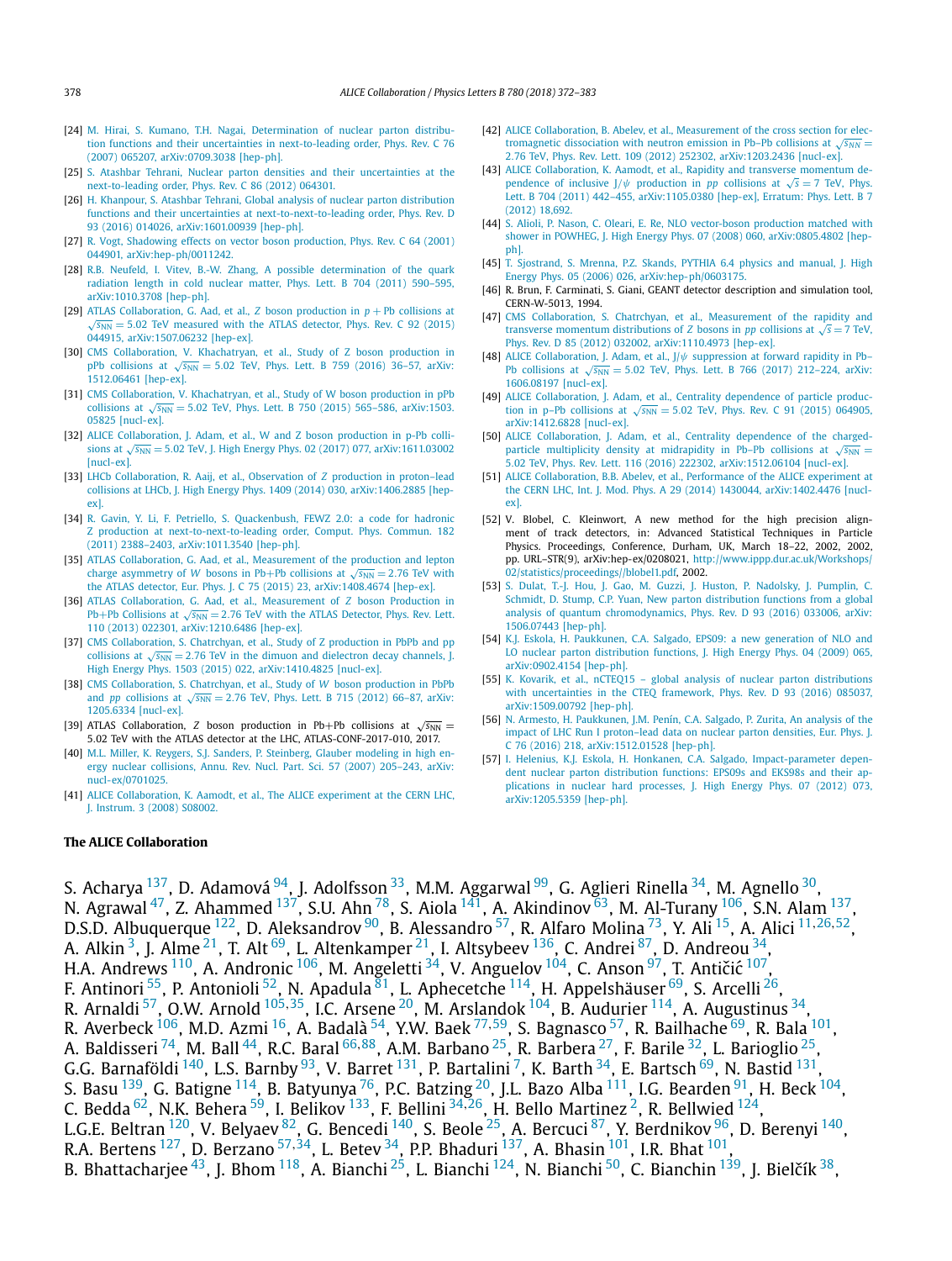[24] M. Hirai, S. Kumano, T.H. Nagai, Determination of nuclear parton distribution functions and their uncertainties in next-to-leading order, Phys. Rev. C 76 (2007) 065207, arXiv:0709.3038 [hep-ph].

[25] S. Atashbar Tehrani, Nuclear parton densities and their uncertainties at the next-to-leading order, Phys. Rev. C 86 (2012) 064301.

[26] H. Khanpour, S. Atashbar Tehrani, Global analysis of nuclear parton distribution functions and their uncertainties at next-to-next-to-leading order, Phys. Rev. D 93 (2016) 014026, arXiv:1601.00939 [hep-ph].

[27] R. Vogt, Shadowing effects on vector boson production, Phys. Rev. C 64 (2001) 044901, arXiv:hep-ph/0011242.

[28] R.B. Neufeld, I. Vitev, B.-W. Zhang, A possible determination of the quark radiation length in cold nuclear matter, Phys. Lett. B 704 (2011) 590–595, arXiv:1010.3708 [hep-ph].

[29] ATLAS Collaboration, G. Aad, et al., $Z$ boson production in $p+\mathrm{Pb}$ collisions at $\sqrt{s_{\mathrm{NN}}}=5.02$ TeV measured with the ATLAS detector, Phys. Rev. C 92 (2015) 044915, arXiv:1507.06232 [hep-ex].

[30] CMS Collaboration, V. Khachatryan, et al., Study of Z boson production in pPb collisions at $\sqrt{s_{\mathrm{NN}}}=5.02$ TeV, Phys. Lett. B 759 (2016) 36–57, arXiv:1512.06461 [hep-ex].

[31] CMS Collaboration, V. Khachatryan, et al., Study of W boson production in pPb collisions at $\sqrt{s_{\mathrm{NN}}}=5.02$ TeV, Phys. Lett. B 750 (2015) 565–586, arXiv:1503.05825 [nucl-ex].

[32] ALICE Collaboration, J. Adam, et al., W and Z boson production in p-Pb collisions at $\sqrt{s_{\mathrm{NN}}}=5.02$ TeV, J. High Energy Phys. 02 (2017) 077, arXiv:1611.03002 [nucl-ex].

[33] LHCb Collaboration, R. Aaij, et al., Observation of $Z$ production in proton–lead collisions at LHCb, J. High Energy Phys. 1409 (2014) 030, arXiv:1406.2885 [hep-ex].

[34] R. Gavin, Y. Li, F. Petriello, S. Quackenbush, FEWZ 2.0: a code for hadronic Z production at next-to-next-to-leading order, Comput. Phys. Commun. 182 (2011) 2388–2403, arXiv:1011.3540 [hep-ph].

[35] ATLAS Collaboration, G. Aad, et al., Measurement of the production and lepton charge asymmetry of $W$ bosons in Pb+Pb collisions at $\sqrt{s_{\mathrm{NN}}}=2.76$ TeV with the ATLAS detector, Eur. Phys. J. C 75 (2015) 23, arXiv:1408.4674 [hep-ex].

[36] ATLAS Collaboration, G. Aad, et al., Measurement of $Z$ boson Production in Pb+Pb Collisions at $\sqrt{s_{\mathrm{NN}}}=2.76$ TeV with the ATLAS Detector, Phys. Rev. Lett. 110 (2013) 022301, arXiv:1210.6486 [hep-ex].

[37] CMS Collaboration, S. Chatrchyan, et al., Study of Z production in PbPb and pp collisions at $\sqrt{s_{\mathrm{NN}}}=2.76$ TeV in the dimuon and dielectron decay channels, J. High Energy Phys. 1503 (2015) 022, arXiv:1410.4825 [nucl-ex].

[38] CMS Collaboration, S. Chatrchyan, et al., Study of $W$ boson production in PbPb and $pp$ collisions at $\sqrt{s_{\mathrm{NN}}}=2.76$ TeV, Phys. Lett. B 715 (2012) 66–87, arXiv:1205.6334 [nucl-ex].

[39] ATLAS Collaboration, $Z$ boson production in Pb+Pb collisions at $\sqrt{s_{\mathrm{NN}}}=5.02$ TeV with the ATLAS detector at the LHC, ATLAS-CONF-2017-010, 2017.

[40] M.L. Miller, K. Reygers, S.J. Sanders, P. Steinberg, Glauber modeling in high energy nuclear collisions, Annu. Rev. Nucl. Part. Sci. 57 (2007) 205–243, arXiv:nucl-ex/0701025.

[41] ALICE Collaboration, K. Aamodt, et al., The ALICE experiment at the CERN LHC, J. Instrum. 3 (2008) S08002.

[42] ALICE Collaboration, B. Abelev, et al., Measurement of the cross section for electromagnetic dissociation with neutron emission in Pb–Pb collisions at $\sqrt{s_{\mathrm{NN}}}=2.76$ TeV, Phys. Rev. Lett. 109 (2012) 252302, arXiv:1203.2436 [nucl-ex].

[43] ALICE Collaboration, K. Aamodt, et al., Rapidity and transverse momentum dependence of inclusive J/$\psi$ production in $pp$ collisions at $\sqrt{s}=7$ TeV, Phys. Lett. B 704 (2011) 442–455, arXiv:1105.0380 [hep-ex], Erratum: Phys. Lett. B 7 (2012) 18,692.

[44] S. Alioli, P. Nason, C. Oleari, E. Re, NLO vector-boson production matched with shower in POWHEG, J. High Energy Phys. 07 (2008) 060, arXiv:0805.4802 [hep-ph].

[45] T. Sjostrand, S. Mrenna, P.Z. Skands, PYTHIA 6.4 physics and manual, J. High Energy Phys. 05 (2006) 026, arXiv:hep-ph/0603175.

[46] R. Brun, F. Carminati, S. Giani, GEANT detector description and simulation tool, CERN-W-5013, 1994.

[47] CMS Collaboration, S. Chatrchyan, et al., Measurement of the rapidity and transverse momentum distributions of $Z$ bosons in $pp$ collisions at $\sqrt{s}=7$ TeV, Phys. Rev. D 85 (2012) 032002, arXiv:1110.4973 [hep-ex].

[48] ALICE Collaboration, J. Adam, et al., J/$\psi$ suppression at forward rapidity in Pb–Pb collisions at $\sqrt{s_{\mathrm{NN}}}=5.02$ TeV, Phys. Lett. B 766 (2017) 212–224, arXiv:1606.08197 [nucl-ex].

[49] ALICE Collaboration, J. Adam, et al., Centrality dependence of particle production in p–Pb collisions at $\sqrt{s_{\mathrm{NN}}}=5.02$ TeV, Phys. Rev. C 91 (2015) 064905, arXiv:1412.6828 [nucl-ex].

[50] ALICE Collaboration, J. Adam, et al., Centrality dependence of the charged-particle multiplicity density at midrapidity in Pb–Pb collisions at $\sqrt{s_{\mathrm{NN}}}=5.02$ TeV, Phys. Rev. Lett. 116 (2016) 222302, arXiv:1512.06104 [nucl-ex].

[51] ALICE Collaboration, B.B. Abelev, et al., Performance of the ALICE experiment at the CERN LHC, Int. J. Mod. Phys. A 29 (2014) 1430044, arXiv:1402.4476 [nucl-ex].

[52] V. Blobel, C. Kleinwort, A new method for the high precision alignment of track detectors, in: Advanced Statistical Techniques in Particle Physics. Proceedings, Conference, Durham, UK, March 18–22, 2002, 2002, pp. URL–STR(9), arXiv:hep-ex/0208021, http://www.ippp.dur.ac.uk/Workshops/02/statistics/proceedings//blobel1.pdf, 2002.

[53] S. Dulat, T.-J. Hou, J. Gao, M. Guzzi, J. Huston, P. Nadolsky, J. Pumplin, C. Schmidt, D. Stump, C.P. Yuan, New parton distribution functions from a global analysis of quantum chromodynamics, Phys. Rev. D 93 (2016) 033006, arXiv:1506.07443 [hep-ph].

[54] K.J. Eskola, H. Paukkunen, C.A. Salgado, EPS09: a new generation of NLO and LO nuclear parton distribution functions, J. High Energy Phys. 04 (2009) 065, arXiv:0902.4154 [hep-ph].

[55] K. Kovarik, et al., nCTEQ15 – global analysis of nuclear parton distributions with uncertainties in the CTEQ framework, Phys. Rev. D 93 (2016) 085037, arXiv:1509.00792 [hep-ph].

[56] N. Armesto, H. Paukkunen, J.M. Penín, C.A. Salgado, P. Zurita, An analysis of the impact of LHC Run I proton–lead data on nuclear parton densities, Eur. Phys. J. C 76 (2016) 218, arXiv:1512.01528 [hep-ph].

[57] I. Helenius, K.J. Eskola, H. Honkanen, C.A. Salgado, Impact-parameter dependent nuclear parton distribution functions: EPS09s and EKS98s and their applications in nuclear hard processes, J. High Energy Phys. 07 (2012) 073, arXiv:1205.5359 [hep-ph].

## The ALICE Collaboration

S. Acharya [137], D. Adamová [94], J. Adolfsson [33], M.M. Aggarwal [99], G. Aglieri Rinella [34], M. Agnello [30], N. Agrawal [47], Z. Ahammed [137], S.U. Ahn [78], S. Aiola [141], A. Akindinov [63], M. Al-Turany [106], S.N. Alam [137], D.S.D. Albuquerque [122], D. Aleksandrov [90], B. Alessandro [57], R. Alfaro Molina [73], Y. Ali [15], A. Alici [11,26,52], A. Alkin [3], J. Alme [21], T. Alt [69], L. Altenkamper [21], I. Altsybeev [136], C. Andrei [87], D. Andreou [34], H.A. Andrews [110], A. Andronic [106], M. Angeletti [34], V. Anguelov [104], C. Anson [97], T. Antičić [107], F. Antinori [55], P. Antonioli [52], N. Apadula [81], L. Aphecetche [114], H. Appelshäuser [69], S. Arcelli [26], R. Arnaldi [57], O.W. Arnold [105,35], I.C. Arsene [20], M. Arslandok [104], B. Audurier [114], A. Augustinus [34], R. Averbeck [106], M.D. Azmi [16], A. Badalà [54], Y.W. Baek [77,59], S. Bagnasco [57], R. Bailhache [69], R. Bala [101], A. Baldisseri [74], M. Ball [44], R.C. Baral [66,88], A.M. Barbano [25], R. Barbera [27], F. Barile [32], L. Barioglio [25], G.G. Barnaföldi [140], L.S. Barnby [93], V. Barret [131], P. Bartalini [7], K. Barth [34], E. Bartsch [69], N. Bastid [131], S. Basu [139], G. Batigne [114], B. Batyunya [76], P.C. Batzing [20], J.L. Bazo Alba [111], I.G. Bearden [91], H. Beck [104], C. Bedda [62], N.K. Behera [59], I. Belikov [133], F. Bellini [34,26], H. Bello Martinez [2], R. Bellwied [124], L.G.E. Beltran [120], V. Belyaev [82], G. Bencedi [140], S. Beole [25], A. Bercuci [87], Y. Berdnikov [96], D. Berenyi [140], R.A. Bertens [127], D. Berzano [57,34], L. Betev [34], P.P. Bhaduri [137], A. Bhasin [101], I.R. Bhat [101], B. Bhattacharjee [43], J. Bhom [118], A. Bianchi [25], L. Bianchi [124], N. Bianchi [50], C. Bianchin [139], J. Bielčík [38],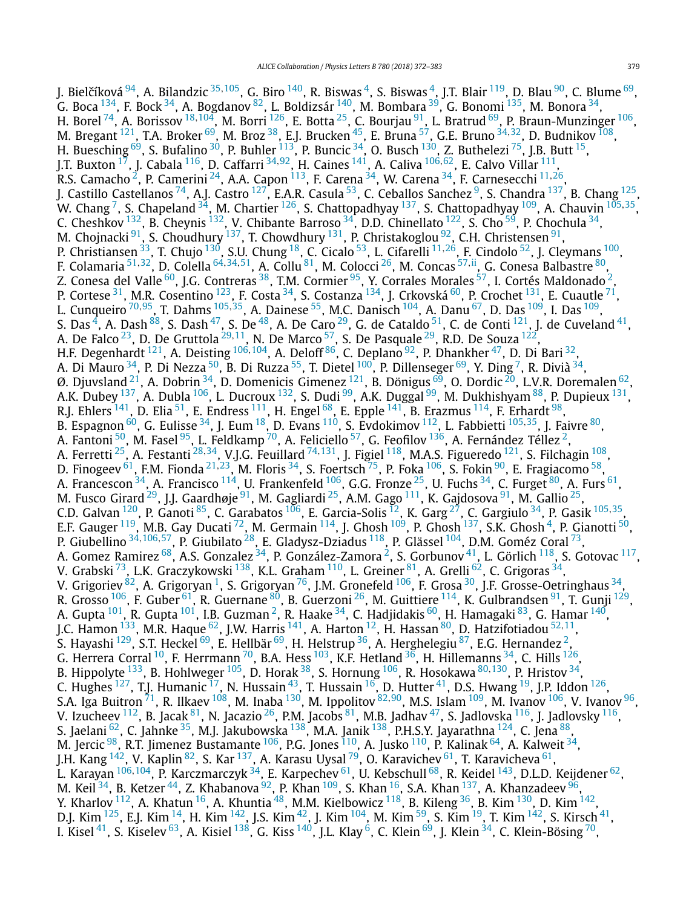J. Bielčíková [94], A. Bilandzic [35,105], G. Biro [140], R. Biswas [4], S. Biswas [4], J.T. Blair [119], D. Blau [90], C. Blume [69], G. Boca [134], F. Bock [34], A. Bogdanov [82], L. Boldizsár [140], M. Bombara [39], G. Bonomi [135], M. Bonora [34], H. Borel [74], A. Borissov [18,104], M. Borri [126], E. Botta [25], C. Bourjau [91], L. Bratrud [69], P. Braun-Munzinger [106], M. Bregant [121], T.A. Broker [69], M. Broz [38], E.J. Brucken [45], E. Bruna [57], G.E. Bruno [34,32], D. Budnikov [108], H. Buesching [69], S. Bufalino [30], P. Buhler [113], P. Buncic [34], O. Busch [130], Z. Buthelezi [75], J.B. Butt [15], J.T. Buxton [17], J. Cabala [116], D. Caffarri [34,92], H. Caines [141], A. Caliva [106,62], E. Calvo Villar [111], R.S. Camacho [2], P. Camerini [24], A.A. Capon [113], F. Carena [34], W. Carena [34], F. Carnesecchi [11,26], J. Castillo Castellanos [74], A.J. Castro [127], E.A.R. Casula [53], C. Ceballos Sanchez [9], S. Chandra [137], B. Chang [125], W. Chang [7], S. Chapeland [34], M. Chartier [126], S. Chattopadhyay [137], S. Chattopadhyay [109], A. Chauvin [105,35], C. Cheshkov [132], B. Cheynis [132], V. Chibante Barroso [34], D.D. Chinellato [122], S. Cho [59], P. Chochula [34], M. Chojnacki [91], S. Choudhury [137], T. Chowdhury [131], P. Christakoglou [92], C.H. Christensen [91], P. Christiansen [33], T. Chujo [130], S.U. Chung [18], C. Cicalo [53], L. Cifarelli [11,26], F. Cindolo [52], J. Cleymans [100], F. Colamaria [51,32], D. Colella [64,34,51], A. Collu [81], M. Colocci [26], M. Concas [57,ii], G. Conesa Balbastre [80], Z. Conesa del Valle [60], J.G. Contreras [38], T.M. Cormier [95], Y. Corrales Morales [57], I. Cortés Maldonado [2], P. Cortese [31], M.R. Cosentino [123], F. Costa [34], S. Costanza [134], J. Crkovská [60], P. Crochet [131], E. Cuautle [71], L. Cunqueiro [70,95], T. Dahms [105,35], A. Dainese [55], M.C. Danisch [104], A. Danu [67], D. Das [109], I. Das [109], S. Das [4], A. Dash [88], S. Dash [47], S. De [48], A. De Caro [29], G. de Cataldo [51], C. de Conti [121], J. de Cuveland [41], A. De Falco [23], D. De Gruttola [29,11], N. De Marco [57], S. De Pasquale [29], R.D. De Souza [122], H.F. Degenhardt [121], A. Deisting [106,104], A. Deloff [86], C. Deplano [92], P. Dhankher [47], D. Di Bari [32], A. Di Mauro [34], P. Di Nezza [50], B. Di Ruzza [55], T. Dietel [100], P. Dillenseger [69], Y. Ding [7], R. Divià [34], Ø. Djuvsland [21], A. Dobrin [34], D. Domenicis Gimenez [121], B. Dönigus [69], O. Dordic [20], L.V.R. Doremalen [62], A.K. Dubey [137], A. Dubla [106], L. Ducroux [132], S. Dudi [99], A.K. Duggal [99], M. Dukhishyam [88], P. Dupieux [131], R.J. Ehlers [141], D. Elia [51], E. Endress [111], H. Engel [68], E. Epple [141], B. Erazmus [114], F. Erhardt [98], B. Espagnon [60], G. Eulisse [34], J. Eum [18], D. Evans [110], S. Evdokimov [112], L. Fabbietti [105,35], J. Faivre [80], A. Fantoni [50], M. Fasel [95], L. Feldkamp [70], A. Feliciello [57], G. Feofilov [136], A. Fernández Téllez [2], A. Ferretti [25], A. Festanti [28,34], V.J.G. Feuillard [74,131], J. Figiel [118], M.A.S. Figueredo [121], S. Filchagin [108], D. Finogeev [61], F.M. Fionda [21,23], M. Floris [34], S. Foertsch [75], P. Foka [106], S. Fokin [90], E. Fragiacomo [58], A. Francescon [34], A. Francisco [114], U. Frankenfeld [106], G.G. Fronze [25], U. Fuchs [34], C. Furget [80], A. Furs [61], M. Fusco Girard [29], J.J. Gaardhøje [91], M. Gagliardi [25], A.M. Gago [111], K. Gajdosova [91], M. Gallio [25], C.D. Galvan [120], P. Ganoti [85], C. Garabatos [106], E. Garcia-Solis [12], K. Garg [27], C. Gargiulo [34], P. Gasik [105,35], E.F. Gauger [119], M.B. Gay Ducati [72], M. Germain [114], J. Ghosh [109], P. Ghosh [137], S.K. Ghosh [4], P. Gianotti [50], P. Giubellino [34,106,57], P. Giubilato [28], E. Gladysz-Dziadus [118], P. Glässel [104], D.M. Goméz Coral [73], A. Gomez Ramirez [68], A.S. Gonzalez [34], P. González-Zamora [2], S. Gorbunov [41], L. Görlich [118], S. Gotovac [117], V. Grabski [73], L.K. Graczykowski [138], K.L. Graham [110], L. Greiner [81], A. Grelli [62], C. Grigoras [34], V. Grigoriev [82], A. Grigoryan [1], S. Grigoryan [76], J.M. Gronefeld [106], F. Grosa [30], J.F. Grosse-Oetringhaus [34], R. Grosso [106], F. Guber [61], R. Guernane [80], B. Guerzoni [26], M. Guittiere [114], K. Gulbrandsen [91], T. Gunji [129], A. Gupta [101], R. Gupta [101], I.B. Guzman [2], R. Haake [34], C. Hadjidakis [60], H. Hamagaki [83], G. Hamar [140], J.C. Hamon [133], M.R. Haque [62], J.W. Harris [141], A. Harton [12], H. Hassan [80], D. Hatzifotiadou [52,11], S. Hayashi [129], S.T. Heckel [69], E. Hellbär [69], H. Helstrup [36], A. Herghelegiu [87], E.G. Hernandez [2], G. Herrera Corral [10], F. Herrmann [70], B.A. Hess [103], K.F. Hetland [36], H. Hillemanns [34], C. Hills [126], B. Hippolyte [133], B. Hohlweger [105], D. Horak [38], S. Hornung [106], R. Hosokawa [80,130], P. Hristov [34], C. Hughes [127], T.J. Humanic [17], N. Hussain [43], T. Hussain [16], D. Hutter [41], D.S. Hwang [19], J.P. Iddon [126], S.A. Iga Buitron [71], R. Ilkaev [108], M. Inaba [130], M. Ippolitov [82,90], M.S. Islam [109], M. Ivanov [106], V. Ivanov [96], V. Izucheev [112], B. Jacak [81], N. Jacazio [26], P.M. Jacobs [81], M.B. Jadhav [47], S. Jadlovska [116], J. Jadlovsky [116], S. Jaelani [62], C. Jahnke [35], M.J. Jakubowska [138], M.A. Janik [138], P.H.S.Y. Jayarathna [124], C. Jena [88], M. Jercic [98], R.T. Jimenez Bustamante [106], P.G. Jones [110], A. Jusko [110], P. Kalinak [64], A. Kalweit [34], J.H. Kang [142], V. Kaplin [82], S. Kar [137], A. Karasu Uysal [79], O. Karavichev [61], T. Karavicheva [61], L. Karayan [106,104], P. Karczmarczyk [34], E. Karpechev [61], U. Kebschull [68], R. Keidel [143], D.L.D. Keijdener [62], M. Keil [34], B. Ketzer [44], Z. Khabanova [92], P. Khan [109], S. Khan [16], S.A. Khan [137], A. Khanzadeev [96], Y. Kharlov [112], A. Khatun [16], A. Khuntia [48], M.M. Kielbowicz [118], B. Kileng [36], B. Kim [130], D. Kim [142], D.J. Kim [125], E.J. Kim [14], H. Kim [142], J.S. Kim [42], J. Kim [104], M. Kim [59], S. Kim [19], T. Kim [142], S. Kirsch [41], I. Kisel [41], S. Kiselev [63], A. Kisiel [138], G. Kiss [140], J.L. Klay [6], C. Klein [69], J. Klein [34], C. Klein-Bösing [70],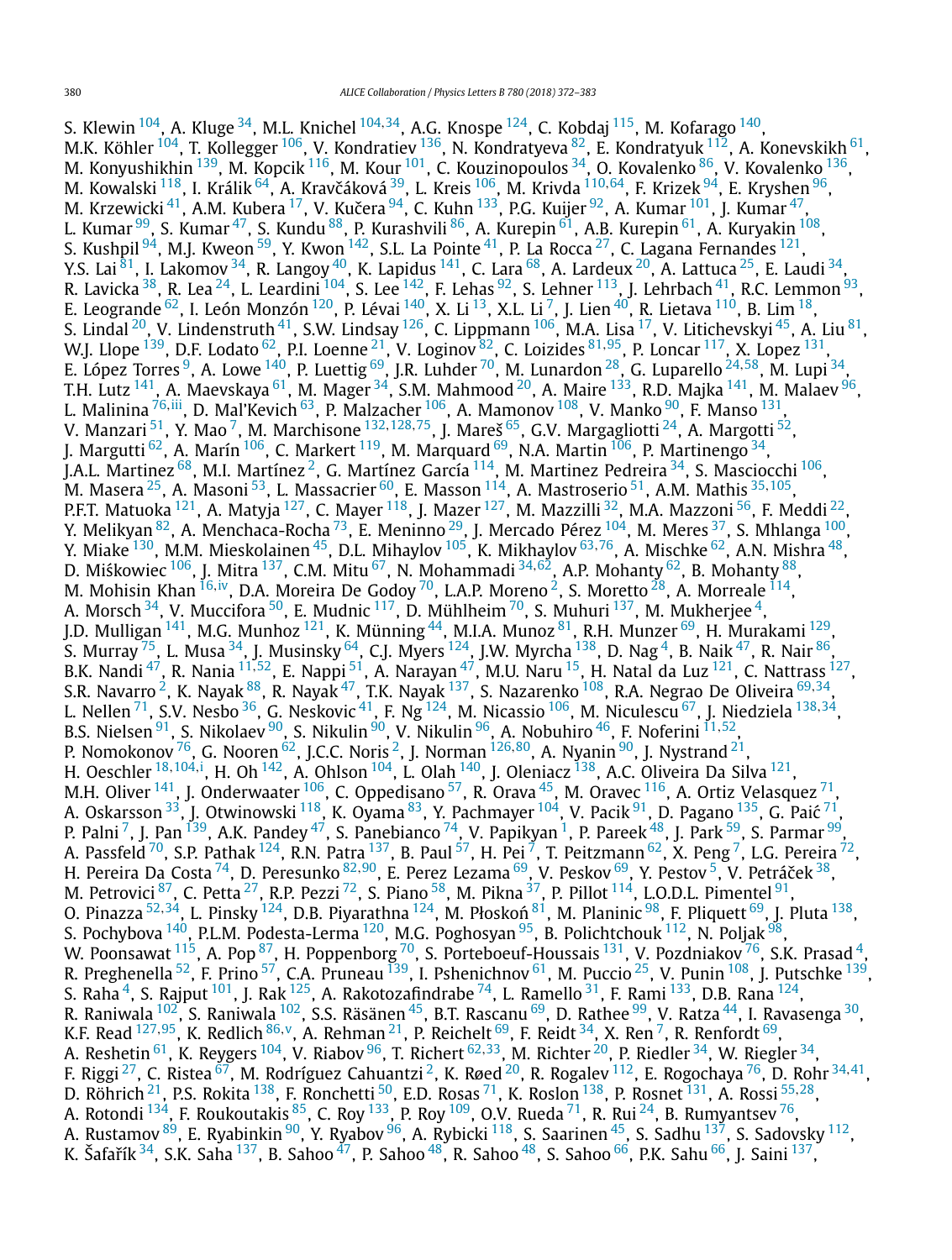S. Klewin [104], A. Kluge [34], M.L. Knichel [104,34], A.G. Knospe [124], C. Kobdaj [115], M. Kofarago [140], M.K. Köhler [104], T. Kollegger [106], V. Kondratiev [136], N. Kondratyeva [82], E. Kondratyuk [112], A. Konevskikh [61], M. Konyushikhin [139], M. Kopcik [116], M. Kour [101], C. Kouzinopoulos [34], O. Kovalenko [86], V. Kovalenko [136], M. Kowalski [118], I. Králik [64], A. Kravčáková [39], L. Kreis [106], M. Krivda [110,64], F. Krizek [94], E. Kryshen [96], M. Krzewicki [41], A.M. Kubera [17], V. Kučera [94], C. Kuhn [133], P.G. Kuijer [92], A. Kumar [101], J. Kumar [47], L. Kumar [99], S. Kumar [47], S. Kundu [88], P. Kurashvili [86], A. Kurepin [61], A.B. Kurepin [61], A. Kuryakin [108], S. Kushpil [94], M.J. Kweon [59], Y. Kwon [142], S.L. La Pointe [41], P. La Rocca [27], C. Lagana Fernandes [121], Y.S. Lai [81], I. Lakomov [34], R. Langoy [40], K. Lapidus [141], C. Lara [68], A. Lardeux [20], A. Lattuca [25], E. Laudi [34], R. Lavicka [38], R. Lea [24], L. Leardini [104], S. Lee [142], F. Lehas [92], S. Lehner [113], J. Lehrbach [41], R.C. Lemmon [93], E. Legrande [62], I. León Monzón [120], P. Lévai [140], X. Li [13], X.L. Li [7], J. Lien [40], R. Lietava [110], B. Lim [18], S. Lindal [20], V. Lindenstruth [41], S.W. Lindsay [126], C. Lippmann [106], M.A. Lisa [17], V. Litichevskyi [45], A. Liu [81], W.J. Llope [139], D.F. Lodato [62], P.I. Loenne [21], V. Loginov [82], C. Loizides [81,95], P. Loncar [117], X. Lopez [131], E. López Torres [9], A. Lowe [140], P. Luettig [69], J.R. Luhder [70], M. Lunardon [28], G. Luparello [24,58], M. Lupi [34], T.H. Lutz [141], A. Maevskaya [61], M. Mager [34], S.M. Mahmood [20], A. Maire [133], R.D. Majka [141], M. Malaev [96], L. Malinina [76,iii], D. Mal'Kevich [63], P. Malzacher [106], A. Mamonov [108], V. Manko [90], F. Manso [131], V. Manzari [51], Y. Mao [7], M. Marchisone [132,128,75], J. Mareš [65], G.V. Margagliotti [24], A. Margotti [52], J. Margutti [62], A. Marín [106], C. Markert [119], M. Marquard [69], N.A. Martin [106], P. Martinengo [34], J.A.L. Martinez [68], M.I. Martínez [2], G. Martínez García [114], M. Martinez Pedreira [34], S. Masciocchi [106], M. Masera [25], A. Masoni [53], L. Massacrier [60], E. Masson [114], A. Mastroserio [51], A.M. Mathis [35,105], P.F.T. Matuoka [121], A. Matyja [127], C. Mayer [118], J. Mazer [127], M. Mazzilli [32], M.A. Mazzoni [56], F. Meddi [22], Y. Melikyan [82], A. Menchaca-Rocha [73], E. Meninno [29], J. Mercado Pérez [104], M. Meres [37], S. Mhlanga [100], Y. Miake [130], M.M. Mieskolainen [45], D.L. Mihaylov [105], K. Mikhaylov [63,76], A. Mischke [62], A.N. Mishra [48], D. Miśkowiec [106], J. Mitra [137], C.M. Mitu [67], N. Mohammadi [34,62], A.P. Mohanty [62], B. Mohanty [88], M. Mohisin Khan [16,iv], D.A. Moreira De Godoy [70], L.A.P. Moreno [2], S. Moretto [28], A. Morreale [114], A. Morsch [34], V. Muccifora [50], E. Mudnic [117], D. Mühlheim [70], S. Muhuri [137], M. Mukherjee [4], J.D. Mulligan [141], M.G. Munhoz [121], K. Münning [44], M.I.A. Munoz [81], R.H. Munzer [69], H. Murakami [129], S. Murray [75], L. Musa [34], J. Musinsky [64], C.J. Myers [124], J.W. Myrcha [138], D. Nag [4], B. Naik [47], R. Nair [86], B.K. Nandi [47], R. Nania [11,52], E. Nappi [51], A. Narayan [47], M.U. Naru [15], H. Natal da Luz [121], C. Nattrass [127], S.R. Navarro [2], K. Nayak [88], R. Nayak [47], T.K. Nayak [137], S. Nazarenko [108], R.A. Negrao De Oliveira [69,34], L. Nellen [71], S.V. Nesbo [36], G. Neskovic [41], F. Ng [124], M. Nicassio [106], M. Niculescu [67], J. Niedziela [138,34], B.S. Nielsen [91], S. Nikolaev [90], S. Nikulin [90], V. Nikulin [96], A. Nobuhiro [46], F. Noferini [11,52], P. Nomokonov [76], G. Nooren [62], J.C.C. Noris [2], J. Norman [126,80], A. Nyanin [90], J. Nystrand [21], H. Oeschler [18,104,i], H. Oh [142], A. Ohlson [104], L. Olah [140], J. Oleniacz [138], A.C. Oliveira Da Silva [121], M.H. Oliver [141], J. Onderwaater [106], C. Oppedisano [57], R. Orava [45], M. Oravec [116], A. Ortiz Velasquez [71], A. Oskarsson [33], J. Otwinowski [118], K. Oyama [83], Y. Pachmayer [104], V. Pacik [91], D. Pagano [135], G. Paić [71], P. Palni [7], J. Pan [139], A.K. Pandey [47], S. Panebianco [74], V. Papikyan [1], P. Pareek [48], J. Park [59], S. Parmar [99], A. Passfeld [70], S.P. Pathak [124], R.N. Patra [137], B. Paul [57], H. Pei [7], T. Peitzmann [62], X. Peng [7], L.G. Pereira [72], H. Pereira Da Costa [74], D. Peresunko [82,90], E. Perez Lezama [69], V. Peskov [69], Y. Pestov [5], V. Petráček [38], M. Petrovici [87], C. Petta [27], R.P. Pezzi [72], S. Piano [58], M. Pikna [37], P. Pillot [114], L.O.D.L. Pimentel [91], O. Pinazza [52,34], L. Pinsky [124], D.B. Piyarathna [124], M. Płoskoń [81], M. Planinic [98], F. Pliquett [69], J. Pluta [138], S. Pochybova [140], P.L.M. Podesta-Lerma [120], M.G. Poghosyan [95], B. Polichtchouk [112], N. Poljak [98], W. Poonsawat [115], A. Pop [87], H. Poppenborg [70], S. Porteboeuf-Houssais [131], V. Pozdniakov [76], S.K. Prasad [4], R. Preghenella [52], F. Prino [57], C.A. Pruneau [139], I. Pshenichnov [61], M. Puccio [25], V. Punin [108], J. Putschke [139], S. Raha [4], S. Rajput [101], J. Rak [125], A. Rakotozafindrabe [74], L. Ramello [31], F. Rami [133], D.B. Rana [124], R. Raniwala [102], S. Raniwala [102], S.S. Räsänen [45], B.T. Rascanu [69], D. Rathee [99], V. Ratza [44], I. Ravasenga [30], K.F. Read [127,95], K. Redlich [86,v], A. Rehman [21], P. Reichelt [69], F. Reidt [34], X. Ren [7], R. Renfordt [69], A. Reshetin [61], K. Reygers [104], V. Riabov [96], T. Richert [62,33], M. Richter [20], P. Riedler [34], W. Riegler [34], F. Riggi [27], C. Ristea [67], M. Rodríguez Cahuantzi [2], K. Røed [20], R. Rogalev [112], E. Rogochaya [76], D. Rohr [34,41], D. Röhrich [21], P.S. Rokita [138], F. Ronchetti [50], E.D. Rosas [71], K. Roslon [138], P. Rosnet [131], A. Rossi [55,28], A. Rotondi [134], F. Roukoutakis [85], C. Roy [133], P. Roy [109], O.V. Rueda [71], R. Rui [24], B. Rumyantsev [76], A. Rustamov [89], E. Ryabinkin [90], Y. Ryabov [96], A. Rybicki [118], S. Saarinen [45], S. Sadhu [137], S. Sadovsky [112], K. Šafařík [34], S.K. Saha [137], B. Sahoo [47], P. Sahoo [48], R. Sahoo [48], S. Sahoo [66], P.K. Sahu [66], J. Saini [137],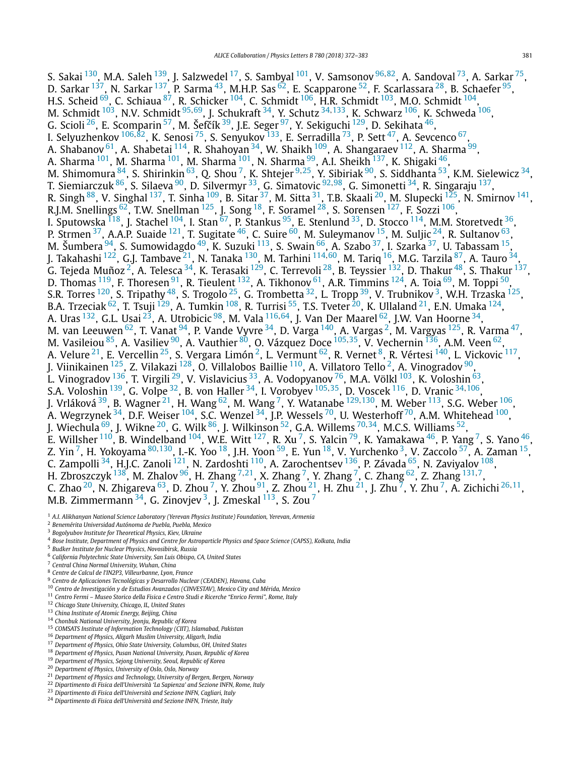S. Sakai [130], M.A. Saleh [139], J. Salzwedel [17], S. Sambyal [101], V. Samsonov [96,82], A. Sandoval [73], A. Sarkar [75], D. Sarkar [137], N. Sarkar [137], P. Sarma [43], M.H.P. Sas [62], E. Scapparone [52], F. Scarlassara [28], B. Schaefer [95], H.S. Scheid [69], C. Schiaua [87], R. Schicker [104], C. Schmidt [106], H.R. Schmidt [103], M.O. Schmidt [104], M. Schmidt [103], N.V. Schmidt [95,69], J. Schukraft [34], Y. Schutz [34,133], K. Schwarz [106], K. Schweda [106], G. Scioli [26], E. Scomparin [57], M. Šefčík [39], J.E. Seger [97], Y. Sekiguchi [129], D. Sekihata [46], I. Selyuzhenkov [106,82], K. Senosi [75], S. Senyukov [133], E. Serradilla [73], P. Sett [47], A. Sevcenco [67], A. Shabanov [61], A. Shabetai [114], R. Shahoyan [34], W. Shaikh [109], A. Shangaraev [112], A. Sharma [99], A. Sharma [101], M. Sharma [101], M. Sharma [101], N. Sharma [99], A.I. Sheikh [137], K. Shigaki [46], M. Shimomura [84], S. Shirinkin [63], Q. Shou [7], K. Shtejer [9,25], Y. Sibiriak [90], S. Siddhanta [53], K.M. Sielewicz [34], T. Siemiarczuk [86], S. Silaeva [90], D. Silvermyr [33], G. Simatovic [92,98], G. Simonetti [34], R. Singaraju [137], R. Singh [88], V. Singhal [137], T. Sinha [109], B. Sitar [37], M. Sitta [31], T.B. Skaali [20], M. Slupecki [125], N. Smirnov [141], R.J.M. Snellings [62], T.W. Snellman [125], J. Song [18], F. Soramel [28], S. Sorensen [127], F. Sozzi [106], I. Sputowska [118], J. Stachel [104], I. Stan [67], P. Stankus [95], E. Stenlund [33], D. Stocco [114], M.M. Storetvedt [36], P. Strmen [37], A.A.P. Suaide [121], T. Sugitate [46], C. Suire [60], M. Suleymanov [15], M. Suljic [24], R. Sultanov [63], M. Šumbera [94], S. Sumowidagdo [49], K. Suzuki [113], S. Swain [66], A. Szabo [37], I. Szarka [37], U. Tabassam [15], J. Takahashi [122], G.J. Tambave [21], N. Tanaka [130], M. Tarhini [114,60], M. Tariq [16], M.G. Tarzila [87], A. Tauro [34], G. Tejeda Muñoz [2], A. Telesca [34], K. Terasaki [129], C. Terrevoli [28], B. Teyssier [132], D. Thakur [48], S. Thakur [137], D. Thomas [119], F. Thoresen [91], R. Tieulent [132], A. Tikhonov [61], A.R. Timmins [124], A. Toia [69], M. Toppi [50], S.R. Torres [120], S. Tripathy [48], S. Trogolo [25], G. Trombetta [32], L. Tropp [39], V. Trubnikov [3], W.H. Trzaska [125], B.A. Trzeciak [62], T. Tsuji [129], A. Tumkin [108], R. Turrisi [55], T.S. Tveter [20], K. Ullaland [21], E.N. Umaka [124], A. Uras [132], G.L. Usai [23], A. Utrobicic [98], M. Vala [116,64], J. Van Der Maarel [62], J.W. Van Hoorne [34], M. van Leeuwen [62], T. Vanat [94], P. Vande Vyvre [34], D. Varga [140], A. Vargas [2], M. Vargyas [125], R. Varma [47], M. Vasileiou [85], A. Vasiliev [90], A. Vauthier [80], O. Vázquez Doce [105,35], V. Vechernin [136], A.M. Veen [62], A. Velure [21], E. Vercellin [25], S. Vergara Limón [2], L. Vermunt [62], R. Vernet [8], R. Vértesi [140], L. Vickovic [117], J. Viinikainen [125], Z. Vilakazi [128], O. Villalobos Baillie [110], A. Villatoro Tello [2], A. Vinogradov [90], L. Vinogradov [136], T. Virgili [29], V. Vislavicius [33], A. Vodopyanov [76], M.A. Völkl [103], K. Voloshin [63], S.A. Voloshin [139], G. Volpe [32], B. von Haller [34], I. Vorobyev [105,35], D. Voscek [116], D. Vranic [34,106], J. Vrláková [39], B. Wagner [21], H. Wang [62], M. Wang [7], Y. Watanabe [129,130], M. Weber [113], S.G. Weber [106], A. Wegrzynek [34], D.F. Weiser [104], S.C. Wenzel [34], J.P. Wessels [70], U. Westerhoff [70], A.M. Whitehead [100], J. Wiechula [69], J. Wikne [20], G. Wilk [86], J. Wilkinson [52], G.A. Willems [70,34], M.C.S. Williams [52], E. Willsher [110], B. Windelband [104], W.E. Witt [127], R. Xu [7], S. Yalcin [79], K. Yamakawa [46], P. Yang [7], S. Yano [46], Z. Yin [7], H. Yokoyama [80,130], I.-K. Yoo [18], J.H. Yoon [59], E. Yun [18], V. Yurchenko [3], V. Zaccolo [57], A. Zaman [15], C. Zampolli [34], H.J.C. Zanoli [121], N. Zardoshti [110], A. Zarochentsev [136], P. Závada [65], N. Zaviyalov [108], H. Zbroszczyk [138], M. Zhalov [96], H. Zhang [7,21], X. Zhang [7], Y. Zhang [7], C. Zhang [62], Z. Zhang [131,7], C. Zhao [20], N. Zhigareva [63], D. Zhou [7], Y. Zhou [91], Z. Zhou [21], H. Zhu [21], J. Zhu [7], Y. Zhu [7], A. Zichichi [26,11], M.B. Zimmermann [34], G. Zinovjev [3], J. Zmeskal [113], S. Zou [7]

[1] *A.I. Alikhanyan National Science Laboratory (Yerevan Physics Institute) Foundation, Yerevan, Armenia*
[2] *Benemérita Universidad Autónoma de Puebla, Puebla, Mexico*
[3] *Bogolyubov Institute for Theoretical Physics, Kiev, Ukraine*
[4] *Bose Institute, Department of Physics and Centre for Astroparticle Physics and Space Science (CAPSS), Kolkata, India*
[5] *Budker Institute for Nuclear Physics, Novosibirsk, Russia*
[6] *California Polytechnic State University, San Luis Obispo, CA, United States*
[7] *Central China Normal University, Wuhan, China*
[8] *Centre de Calcul de l'IN2P3, Villeurbanne, Lyon, France*
[9] *Centro de Aplicaciones Tecnológicas y Desarrollo Nuclear (CEADEN), Havana, Cuba*
[10] *Centro de Investigación y de Estudios Avanzados (CINVESTAV), Mexico City and Mérida, Mexico*
[11] *Centro Fermi – Museo Storico della Fisica e Centro Studi e Ricerche "Enrico Fermi", Rome, Italy*
[12] *Chicago State University, Chicago, IL, United States*
[13] *China Institute of Atomic Energy, Beijing, China*
[14] *Chonbuk National University, Jeonju, Republic of Korea*
[15] *COMSATS Institute of Information Technology (CIIT), Islamabad, Pakistan*
[16] *Department of Physics, Aligarh Muslim University, Aligarh, India*
[17] *Department of Physics, Ohio State University, Columbus, OH, United States*
[18] *Department of Physics, Pusan National University, Pusan, Republic of Korea*
[19] *Department of Physics, Sejong University, Seoul, Republic of Korea*
[20] *Department of Physics, University of Oslo, Oslo, Norway*
[21] *Department of Physics and Technology, University of Bergen, Bergen, Norway*
[22] *Dipartimento di Fisica dell'Università 'La Sapienza' and Sezione INFN, Rome, Italy*
[23] *Dipartimento di Fisica dell'Università and Sezione INFN, Cagliari, Italy*
[24] *Dipartimento di Fisica dell'Università and Sezione INFN, Trieste, Italy*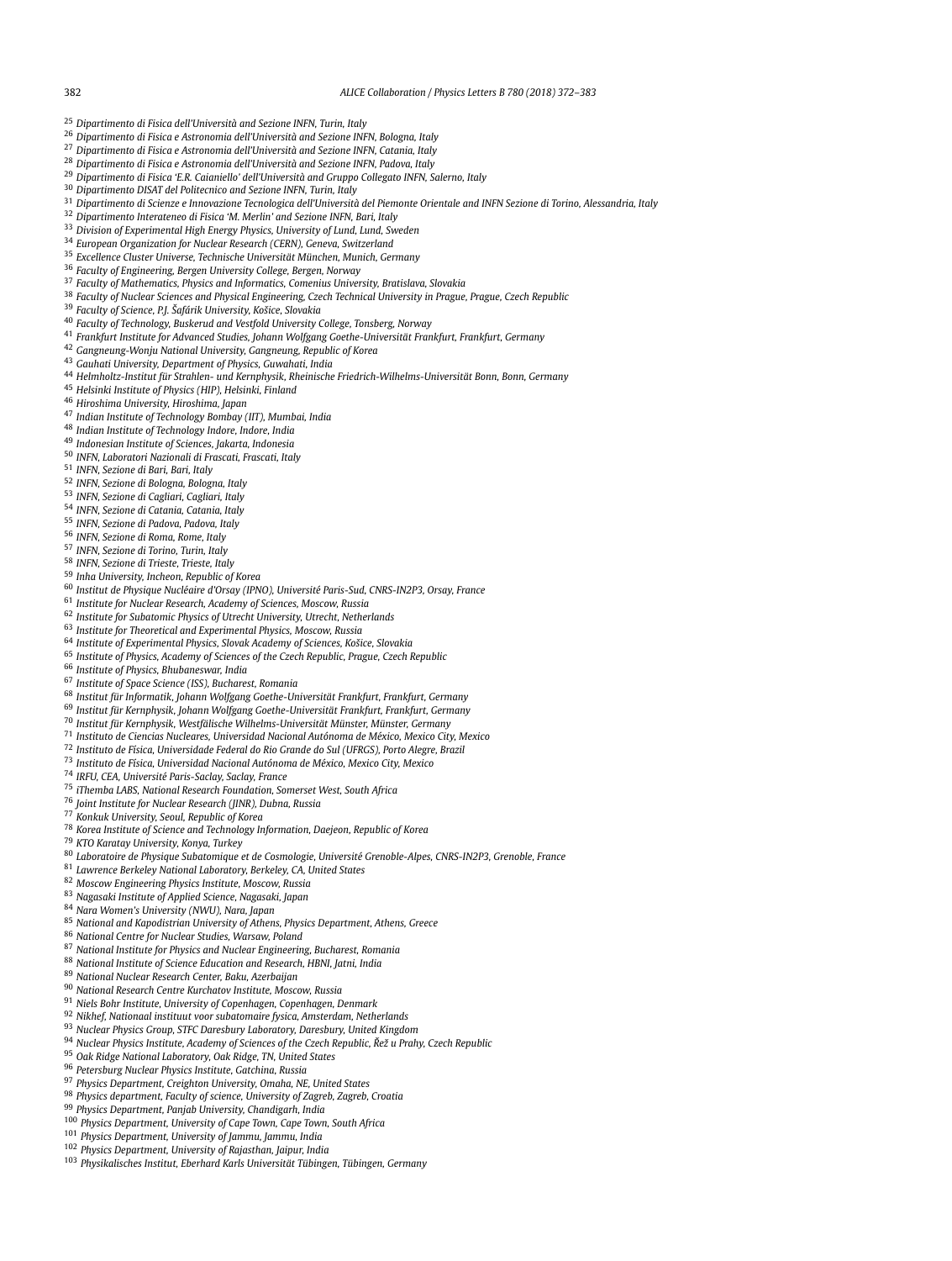[25] Dipartimento di Fisica dell'Università and Sezione INFN, Turin, Italy
[26] Dipartimento di Fisica e Astronomia dell'Università and Sezione INFN, Bologna, Italy
[27] Dipartimento di Fisica e Astronomia dell'Università and Sezione INFN, Catania, Italy
[28] Dipartimento di Fisica e Astronomia dell'Università and Sezione INFN, Padova, Italy
[29] Dipartimento di Fisica 'E.R. Caianiello' dell'Università and Gruppo Collegato INFN, Salerno, Italy
[30] Dipartimento DISAT del Politecnico and Sezione INFN, Turin, Italy
[31] Dipartimento di Scienze e Innovazione Tecnologica dell'Università del Piemonte Orientale and INFN Sezione di Torino, Alessandria, Italy
[32] Dipartimento Interateneo di Fisica 'M. Merlin' and Sezione INFN, Bari, Italy
[33] Division of Experimental High Energy Physics, University of Lund, Lund, Sweden
[34] European Organization for Nuclear Research (CERN), Geneva, Switzerland
[35] Excellence Cluster Universe, Technische Universität München, Munich, Germany
[36] Faculty of Engineering, Bergen University College, Bergen, Norway
[37] Faculty of Mathematics, Physics and Informatics, Comenius University, Bratislava, Slovakia
[38] Faculty of Nuclear Sciences and Physical Engineering, Czech Technical University in Prague, Prague, Czech Republic
[39] Faculty of Science, P.J. Šafárik University, Košice, Slovakia
[40] Faculty of Technology, Buskerud and Vestfold University College, Tonsberg, Norway
[41] Frankfurt Institute for Advanced Studies, Johann Wolfgang Goethe-Universität Frankfurt, Frankfurt, Germany
[42] Gangneung-Wonju National University, Gangneung, Republic of Korea
[43] Gauhati University, Department of Physics, Guwahati, India
[44] Helmholtz-Institut für Strahlen- und Kernphysik, Rheinische Friedrich-Wilhelms-Universität Bonn, Bonn, Germany
[45] Helsinki Institute of Physics (HIP), Helsinki, Finland
[46] Hiroshima University, Hiroshima, Japan
[47] Indian Institute of Technology Bombay (IIT), Mumbai, India
[48] Indian Institute of Technology Indore, Indore, India
[49] Indonesian Institute of Sciences, Jakarta, Indonesia
[50] INFN, Laboratori Nazionali di Frascati, Frascati, Italy
[51] INFN, Sezione di Bari, Bari, Italy
[52] INFN, Sezione di Bologna, Bologna, Italy
[53] INFN, Sezione di Cagliari, Cagliari, Italy
[54] INFN, Sezione di Catania, Catania, Italy
[55] INFN, Sezione di Padova, Padova, Italy
[56] INFN, Sezione di Roma, Rome, Italy
[57] INFN, Sezione di Torino, Turin, Italy
[58] INFN, Sezione di Trieste, Trieste, Italy
[59] Inha University, Incheon, Republic of Korea
[60] Institut de Physique Nucléaire d'Orsay (IPNO), Université Paris-Sud, CNRS-IN2P3, Orsay, France
[61] Institute for Nuclear Research, Academy of Sciences, Moscow, Russia
[62] Institute for Subatomic Physics of Utrecht University, Utrecht, Netherlands
[63] Institute for Theoretical and Experimental Physics, Moscow, Russia
[64] Institute of Experimental Physics, Slovak Academy of Sciences, Košice, Slovakia
[65] Institute of Physics, Academy of Sciences of the Czech Republic, Prague, Czech Republic
[66] Institute of Physics, Bhubaneswar, India
[67] Institute of Space Science (ISS), Bucharest, Romania
[68] Institut für Informatik, Johann Wolfgang Goethe-Universität Frankfurt, Frankfurt, Germany
[69] Institut für Kernphysik, Johann Wolfgang Goethe-Universität Frankfurt, Frankfurt, Germany
[70] Institut für Kernphysik, Westfälische Wilhelms-Universität Münster, Münster, Germany
[71] Instituto de Ciencias Nucleares, Universidad Nacional Autónoma de México, Mexico City, Mexico
[72] Instituto de Física, Universidade Federal do Rio Grande do Sul (UFRGS), Porto Alegre, Brazil
[73] Instituto de Física, Universidad Nacional Autónoma de México, Mexico City, Mexico
[74] IRFU, CEA, Université Paris-Saclay, Saclay, France
[75] iThemba LABS, National Research Foundation, Somerset West, South Africa
[76] Joint Institute for Nuclear Research (JINR), Dubna, Russia
[77] Konkuk University, Seoul, Republic of Korea
[78] Korea Institute of Science and Technology Information, Daejeon, Republic of Korea
[79] KTO Karatay University, Konya, Turkey
[80] Laboratoire de Physique Subatomique et de Cosmologie, Université Grenoble-Alpes, CNRS-IN2P3, Grenoble, France
[81] Lawrence Berkeley National Laboratory, Berkeley, CA, United States
[82] Moscow Engineering Physics Institute, Moscow, Russia
[83] Nagasaki Institute of Applied Science, Nagasaki, Japan
[84] Nara Women's University (NWU), Nara, Japan
[85] National and Kapodistrian University of Athens, Physics Department, Athens, Greece
[86] National Centre for Nuclear Studies, Warsaw, Poland
[87] National Institute for Physics and Nuclear Engineering, Bucharest, Romania
[88] National Institute of Science Education and Research, HBNI, Jatni, India
[89] National Nuclear Research Center, Baku, Azerbaijan
[90] National Research Centre Kurchatov Institute, Moscow, Russia
[91] Niels Bohr Institute, University of Copenhagen, Copenhagen, Denmark
[92] Nikhef, Nationaal instituut voor subatomaire fysica, Amsterdam, Netherlands
[93] Nuclear Physics Group, STFC Daresbury Laboratory, Daresbury, United Kingdom
[94] Nuclear Physics Institute, Academy of Sciences of the Czech Republic, Řež u Prahy, Czech Republic
[95] Oak Ridge National Laboratory, Oak Ridge, TN, United States
[96] Petersburg Nuclear Physics Institute, Gatchina, Russia
[97] Physics Department, Creighton University, Omaha, NE, United States
[98] Physics department, Faculty of science, University of Zagreb, Zagreb, Croatia
[99] Physics Department, Panjab University, Chandigarh, India
[100] Physics Department, University of Cape Town, Cape Town, South Africa
[101] Physics Department, University of Jammu, Jammu, India
[102] Physics Department, University of Rajasthan, Jaipur, India
[103] Physikalisches Institut, Eberhard Karls Universität Tübingen, Tübingen, Germany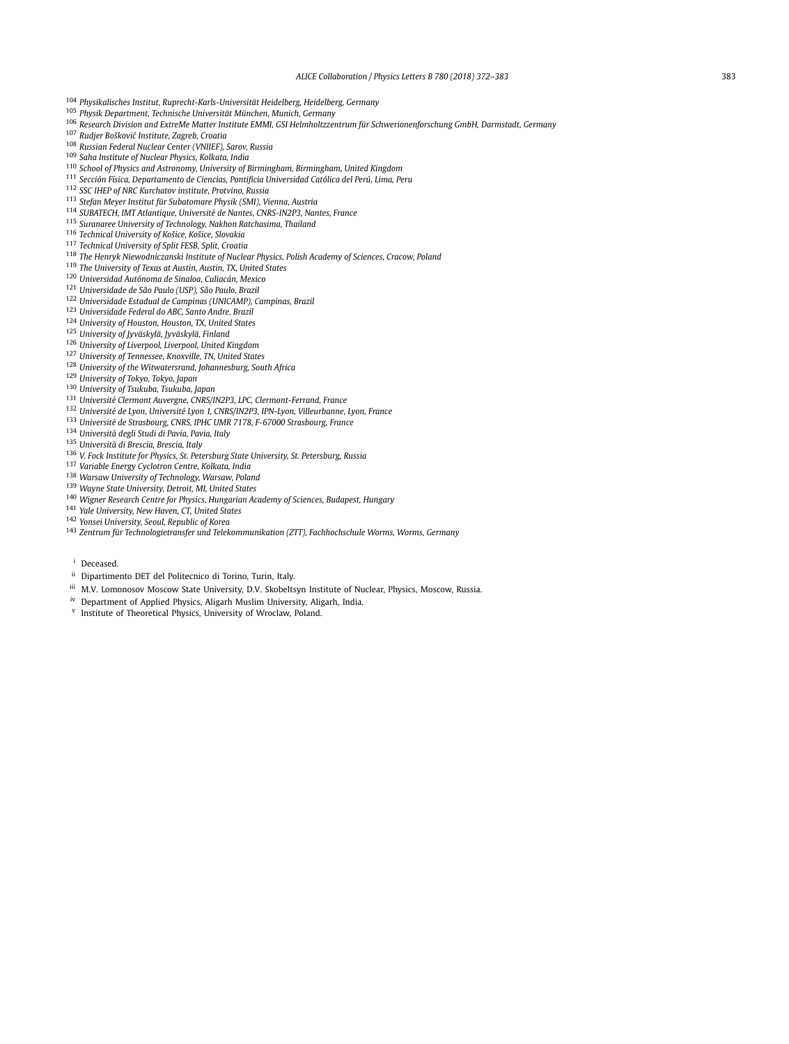[104] *Physikalisches Institut, Ruprecht-Karls-Universität Heidelberg, Heidelberg, Germany*
[105] *Physik Department, Technische Universität München, Munich, Germany*
[106] *Research Division and ExtreMe Matter Institute EMMI, GSI Helmholtzzentrum für Schwerionenforschung GmbH, Darmstadt, Germany*
[107] *Rudjer Bošković Institute, Zagreb, Croatia*
[108] *Russian Federal Nuclear Center (VNIIEF), Sarov, Russia*
[109] *Saha Institute of Nuclear Physics, Kolkata, India*
[110] *School of Physics and Astronomy, University of Birmingham, Birmingham, United Kingdom*
[111] *Sección Física, Departamento de Ciencias, Pontificia Universidad Católica del Perú, Lima, Peru*
[112] *SSC IHEP of NRC Kurchatov institute, Protvino, Russia*
[113] *Stefan Meyer Institut für Subatomare Physik (SMI), Vienna, Austria*
[114] *SUBATECH, IMT Atlantique, Université de Nantes, CNRS-IN2P3, Nantes, France*
[115] *Suranaree University of Technology, Nakhon Ratchasima, Thailand*
[116] *Technical University of Košice, Košice, Slovakia*
[117] *Technical University of Split FESB, Split, Croatia*
[118] *The Henryk Niewodniczanski Institute of Nuclear Physics, Polish Academy of Sciences, Cracow, Poland*
[119] *The University of Texas at Austin, Austin, TX, United States*
[120] *Universidad Autónoma de Sinaloa, Culiacán, Mexico*
[121] *Universidade de São Paulo (USP), São Paulo, Brazil*
[122] *Universidade Estadual de Campinas (UNICAMP), Campinas, Brazil*
[123] *Universidade Federal do ABC, Santo Andre, Brazil*
[124] *University of Houston, Houston, TX, United States*
[125] *University of Jyväskylä, Jyväskylä, Finland*
[126] *University of Liverpool, Liverpool, United Kingdom*
[127] *University of Tennessee, Knoxville, TN, United States*
[128] *University of the Witwatersrand, Johannesburg, South Africa*
[129] *University of Tokyo, Tokyo, Japan*
[130] *University of Tsukuba, Tsukuba, Japan*
[131] *Université Clermont Auvergne, CNRS/IN2P3, LPC, Clermont-Ferrand, France*
[132] *Université de Lyon, Université Lyon 1, CNRS/IN2P3, IPN-Lyon, Villeurbanne, Lyon, France*
[133] *Université de Strasbourg, CNRS, IPHC UMR 7178, F-67000 Strasbourg, France*
[134] *Università degli Studi di Pavia, Pavia, Italy*
[135] *Università di Brescia, Brescia, Italy*
[136] *V. Fock Institute for Physics, St. Petersburg State University, St. Petersburg, Russia*
[137] *Variable Energy Cyclotron Centre, Kolkata, India*
[138] *Warsaw University of Technology, Warsaw, Poland*
[139] *Wayne State University, Detroit, MI, United States*
[140] *Wigner Research Centre for Physics, Hungarian Academy of Sciences, Budapest, Hungary*
[141] *Yale University, New Haven, CT, United States*
[142] *Yonsei University, Seoul, Republic of Korea*
[143] *Zentrum für Technologietransfer und Telekommunikation (ZTT), Fachhochschule Worms, Worms, Germany*

[i] Deceased.
[ii] Dipartimento DET del Politecnico di Torino, Turin, Italy.
[iii] M.V. Lomonosov Moscow State University, D.V. Skobeltsyn Institute of Nuclear, Physics, Moscow, Russia.
[iv] Department of Applied Physics, Aligarh Muslim University, Aligarh, India.
[v] Institute of Theoretical Physics, University of Wroclaw, Poland.